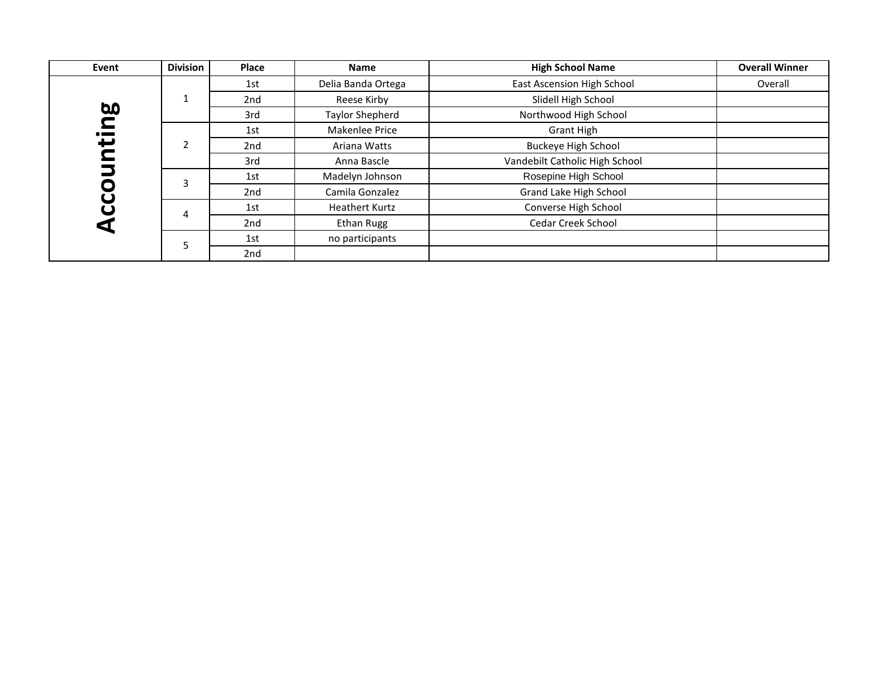| Event | Division | Place | Name | High School Name | Overall Winner |
|---|---|---|---|---|---|
| Accounting | 1 | 1st | Delia Banda Ortega | East Ascension High School | Overall |
| | | 2nd | Reese Kirby | Slidell High School | |
| | | 3rd | Taylor Shepherd | Northwood High School | |
| | 2 | 1st | Makenlee Price | Grant High | |
| | | 2nd | Ariana Watts | Buckeye High School | |
| | | 3rd | Anna Bascle | Vandebilt Catholic High School | |
| | 3 | 1st | Madelyn Johnson | Rosepine High School | |
| | | 2nd | Camila Gonzalez | Grand Lake High School | |
| | 4 | 1st | Heathert Kurtz | Converse High School | |
| | | 2nd | Ethan Rugg | Cedar Creek School | |
| | 5 | 1st | no participants | | |
| | | 2nd | | | |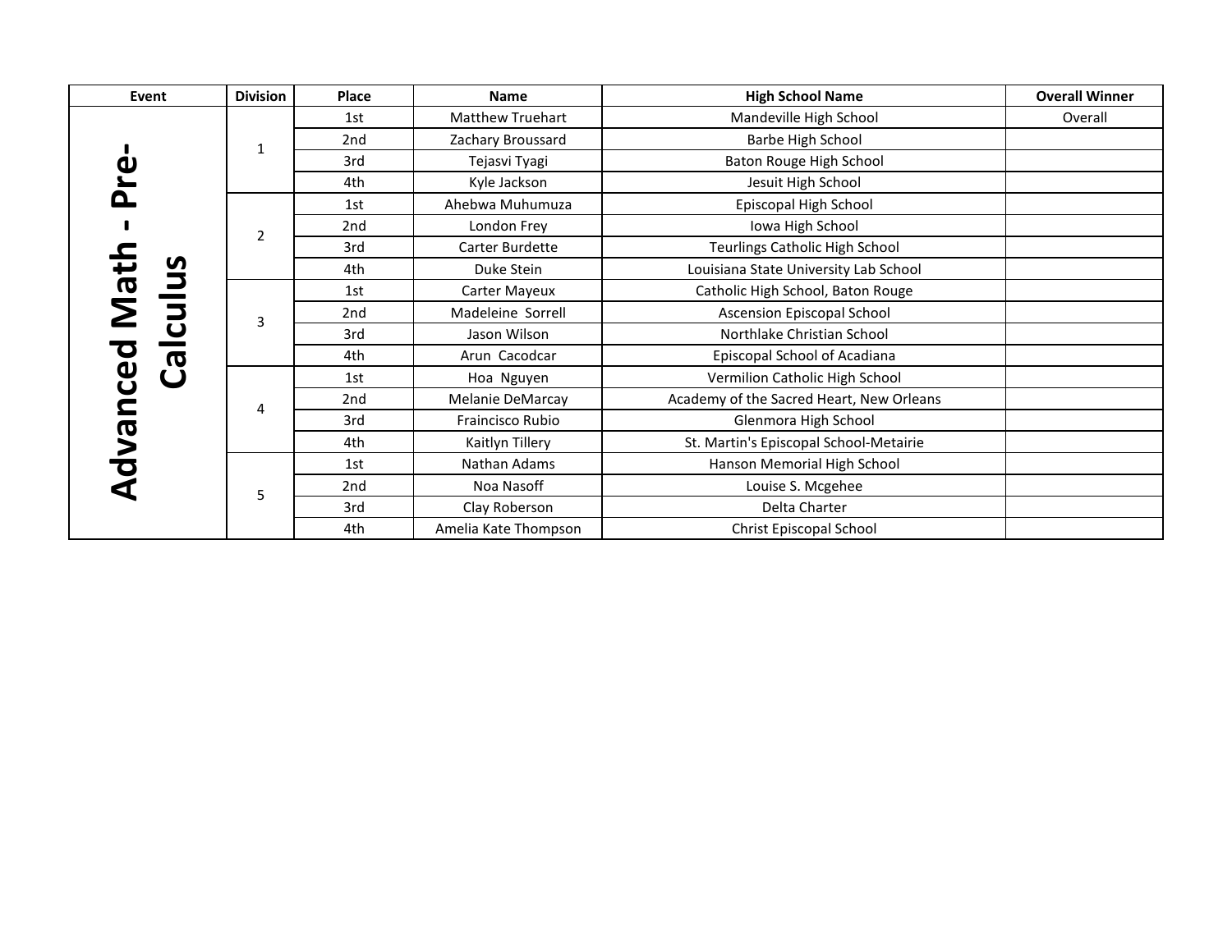| Event | Division | Place | Name | High School Name | Overall Winner |
|---|---|---|---|---|---|
| Advanced Math - Pre-Calculus | 1 | 1st | Matthew Truehart | Mandeville High School | Overall |
| | | 2nd | Zachary Broussard | Barbe High School | |
| | | 3rd | Tejasvi Tyagi | Baton Rouge High School | |
| | | 4th | Kyle Jackson | Jesuit High School | |
| | 2 | 1st | Ahebwa Muhumuza | Episcopal High School | |
| | | 2nd | London Frey | Iowa High School | |
| | | 3rd | Carter Burdette | Teurlings Catholic High School | |
| | | 4th | Duke Stein | Louisiana State University Lab School | |
| | 3 | 1st | Carter Mayeux | Catholic High School, Baton Rouge | |
| | | 2nd | Madeleine Sorrell | Ascension Episcopal School | |
| | | 3rd | Jason Wilson | Northlake Christian School | |
| | | 4th | Arun Cacodcar | Episcopal School of Acadiana | |
| | 4 | 1st | Hoa Nguyen | Vermilion Catholic High School | |
| | | 2nd | Melanie DeMarcay | Academy of the Sacred Heart, New Orleans | |
| | | 3rd | Fraincisco Rubio | Glenmora High School | |
| | | 4th | Kaitlyn Tillery | St. Martin's Episcopal School-Metairie | |
| | 5 | 1st | Nathan Adams | Hanson Memorial High School | |
| | | 2nd | Noa Nasoff | Louise S. Mcgehee | |
| | | 3rd | Clay Roberson | Delta Charter | |
| | | 4th | Amelia Kate Thompson | Christ Episcopal School | |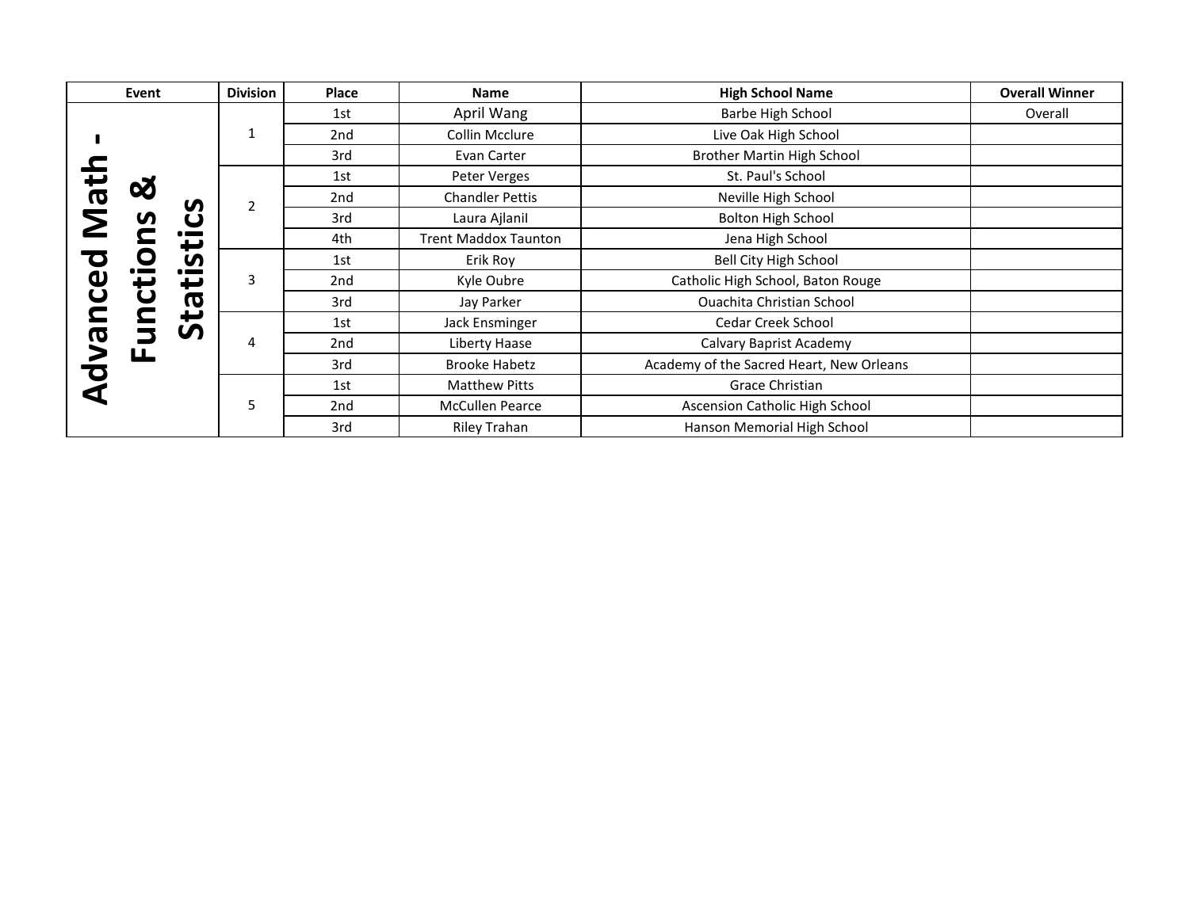| Event | Division | Place | Name | High School Name | Overall Winner |
| --- | --- | --- | --- | --- | --- |
| Advanced Math - Functions & Statistics | 1 | 1st | April Wang | Barbe High School | Overall |
| | | 2nd | Collin Mcclure | Live Oak High School | |
| | | 3rd | Evan Carter | Brother Martin High School | |
| | 2 | 1st | Peter Verges | St. Paul's School | |
| | | 2nd | Chandler Pettis | Neville High School | |
| | | 3rd | Laura Ajlanil | Bolton High School | |
| | | 4th | Trent Maddox Taunton | Jena High School | |
| | 3 | 1st | Erik Roy | Bell City High School | |
| | | 2nd | Kyle Oubre | Catholic High School, Baton Rouge | |
| | | 3rd | Jay Parker | Ouachita Christian School | |
| | 4 | 1st | Jack Ensminger | Cedar Creek School | |
| | | 2nd | Liberty Haase | Calvary Baprist Academy | |
| | | 3rd | Brooke Habetz | Academy of the Sacred Heart, New Orleans | |
| | 5 | 1st | Matthew Pitts | Grace Christian | |
| | | 2nd | McCullen Pearce | Ascension Catholic High School | |
| | | 3rd | Riley Trahan | Hanson Memorial High School | |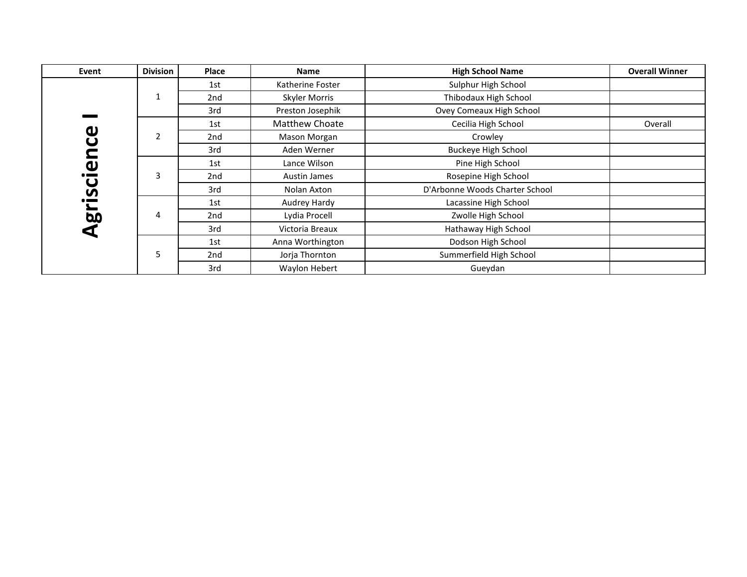| Event | Division | Place | Name | High School Name | Overall Winner |
|---|---|---|---|---|---|
| Agriscience I | 1 | 1st | Katherine Foster | Sulphur High School | |
| | | 2nd | Skyler Morris | Thibodaux High School | |
| | | 3rd | Preston Josephik | Ovey Comeaux High School | |
| | 2 | 1st | Matthew Choate | Cecilia High School | Overall |
| | | 2nd | Mason Morgan | Crowley | |
| | | 3rd | Aden Werner | Buckeye High School | |
| | 3 | 1st | Lance Wilson | Pine High School | |
| | | 2nd | Austin James | Rosepine High School | |
| | | 3rd | Nolan Axton | D'Arbonne Woods Charter School | |
| | 4 | 1st | Audrey Hardy | Lacassine High School | |
| | | 2nd | Lydia Procell | Zwolle High School | |
| | | 3rd | Victoria Breaux | Hathaway High School | |
| | 5 | 1st | Anna Worthington | Dodson High School | |
| | | 2nd | Jorja Thornton | Summerfield High School | |
| | | 3rd | Waylon Hebert | Gueydan | |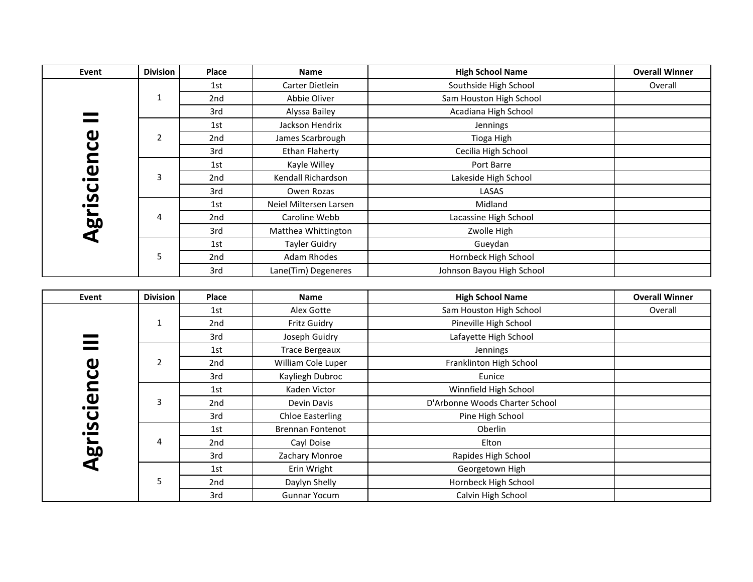| Event | Division | Place | Name | High School Name | Overall Winner |
| --- | --- | --- | --- | --- | --- |
| Agriscience II | 1 | 1st | Carter Dietlein | Southside High School | Overall |
| | | 2nd | Abbie Oliver | Sam Houston High School | |
| | | 3rd | Alyssa Bailey | Acadiana High School | |
| | 2 | 1st | Jackson Hendrix | Jennings | |
| | | 2nd | James Scarbrough | Tioga High | |
| | | 3rd | Ethan Flaherty | Cecilia High School | |
| | 3 | 1st | Kayle Willey | Port Barre | |
| | | 2nd | Kendall Richardson | Lakeside High School | |
| | | 3rd | Owen Rozas | LASAS | |
| | 4 | 1st | Neiel Miltersen Larsen | Midland | |
| | | 2nd | Caroline Webb | Lacassine High School | |
| | | 3rd | Matthea Whittington | Zwolle High | |
| | 5 | 1st | Tayler Guidry | Gueydan | |
| | | 2nd | Adam Rhodes | Hornbeck High School | |
| | | 3rd | Lane(Tim) Degeneres | Johnson Bayou High School | |

| Event | Division | Place | Name | High School Name | Overall Winner |
| --- | --- | --- | --- | --- | --- |
| Agriscience III | 1 | 1st | Alex Gotte | Sam Houston High School | Overall |
| | | 2nd | Fritz Guidry | Pineville High School | |
| | | 3rd | Joseph Guidry | Lafayette High School | |
| | 2 | 1st | Trace Bergeaux | Jennings | |
| | | 2nd | William Cole Luper | Franklinton High School | |
| | | 3rd | Kayliegh Dubroc | Eunice | |
| | 3 | 1st | Kaden Victor | Winnfield High School | |
| | | 2nd | Devin Davis | D'Arbonne Woods Charter School | |
| | | 3rd | Chloe Easterling | Pine High School | |
| | 4 | 1st | Brennan Fontenot | Oberlin | |
| | | 2nd | Cayl Doise | Elton | |
| | | 3rd | Zachary Monroe | Rapides High School | |
| | 5 | 1st | Erin Wright | Georgetown High | |
| | | 2nd | Daylyn Shelly | Hornbeck High School | |
| | | 3rd | Gunnar Yocum | Calvin High School | |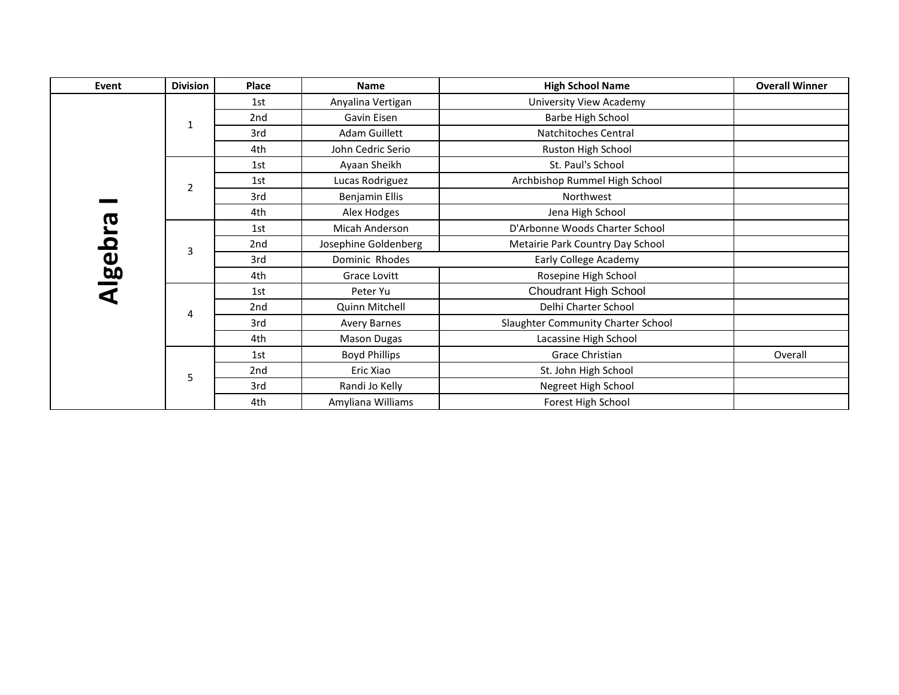| Event | Division | Place | Name | High School Name | Overall Winner |
|---|---|---|---|---|---|
| Algebra I | 1 | 1st | Anyalina Vertigan | University View Academy | |
| | | 2nd | Gavin Eisen | Barbe High School | |
| | | 3rd | Adam Guillett | Natchitoches Central | |
| | | 4th | John Cedric Serio | Ruston High School | |
| | 2 | 1st | Ayaan Sheikh | St. Paul's School | |
| | | 1st | Lucas Rodriguez | Archbishop Rummel High School | |
| | | 3rd | Benjamin Ellis | Northwest | |
| | | 4th | Alex Hodges | Jena High School | |
| | 3 | 1st | Micah Anderson | D'Arbonne Woods Charter School | |
| | | 2nd | Josephine Goldenberg | Metairie Park Country Day School | |
| | | 3rd | Dominic Rhodes | Early College Academy | |
| | | 4th | Grace Lovitt | Rosepine High School | |
| | 4 | 1st | Peter Yu | Choudrant High School | |
| | | 2nd | Quinn Mitchell | Delhi Charter School | |
| | | 3rd | Avery Barnes | Slaughter Community Charter School | |
| | | 4th | Mason Dugas | Lacassine High School | |
| | 5 | 1st | Boyd Phillips | Grace Christian | Overall |
| | | 2nd | Eric Xiao | St. John High School | |
| | | 3rd | Randi Jo Kelly | Negreet High School | |
| | | 4th | Amyliana Williams | Forest High School | |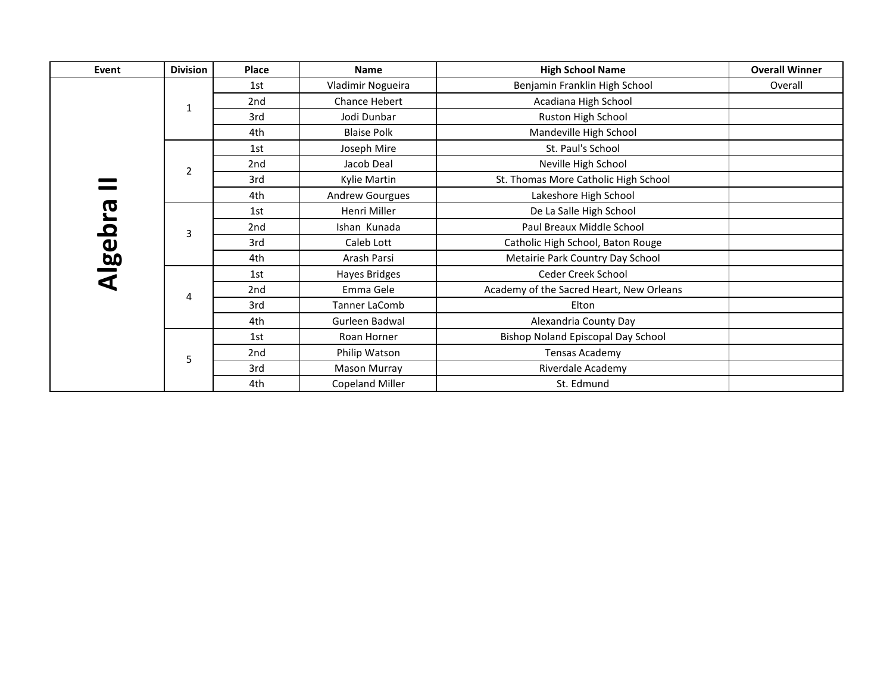| Event | Division | Place | Name | High School Name | Overall Winner |
|---|---|---|---|---|---|
| Algebra II | 1 | 1st | Vladimir Nogueira | Benjamin Franklin High School | Overall |
| | | 2nd | Chance Hebert | Acadiana High School | |
| | | 3rd | Jodi Dunbar | Ruston High School | |
| | | 4th | Blaise Polk | Mandeville High School | |
| | 2 | 1st | Joseph Mire | St. Paul's School | |
| | | 2nd | Jacob Deal | Neville High School | |
| | | 3rd | Kylie Martin | St. Thomas More Catholic High School | |
| | | 4th | Andrew Gourgues | Lakeshore High School | |
| | 3 | 1st | Henri Miller | De La Salle High School | |
| | | 2nd | Ishan Kunada | Paul Breaux Middle School | |
| | | 3rd | Caleb Lott | Catholic High School, Baton Rouge | |
| | | 4th | Arash Parsi | Metairie Park Country Day School | |
| | 4 | 1st | Hayes Bridges | Ceder Creek School | |
| | | 2nd | Emma Gele | Academy of the Sacred Heart, New Orleans | |
| | | 3rd | Tanner LaComb | Elton | |
| | | 4th | Gurleen Badwal | Alexandria County Day | |
| | 5 | 1st | Roan Horner | Bishop Noland Episcopal Day School | |
| | | 2nd | Philip Watson | Tensas Academy | |
| | | 3rd | Mason Murray | Riverdale Academy | |
| | | 4th | Copeland Miller | St. Edmund | |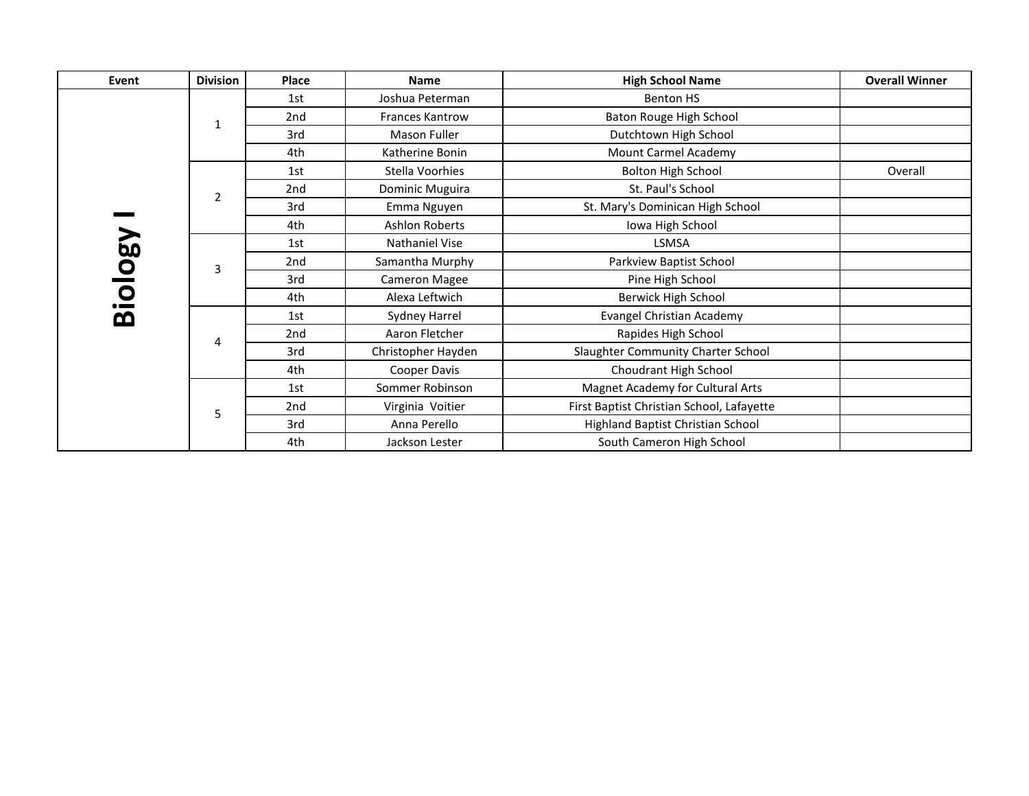| Event | Division | Place | Name | High School Name | Overall Winner |
| --- | --- | --- | --- | --- | --- |
| Biology I | 1 | 1st | Joshua Peterman | Benton HS | |
| | | 2nd | Frances Kantrow | Baton Rouge High School | |
| | | 3rd | Mason Fuller | Dutchtown High School | |
| | | 4th | Katherine Bonin | Mount Carmel Academy | |
| | 2 | 1st | Stella Voorhies | Bolton High School | Overall |
| | | 2nd | Dominic Muguira | St. Paul's School | |
| | | 3rd | Emma Nguyen | St. Mary's Dominican High School | |
| | | 4th | Ashlon Roberts | Iowa High School | |
| | 3 | 1st | Nathaniel Vise | LSMSA | |
| | | 2nd | Samantha Murphy | Parkview Baptist School | |
| | | 3rd | Cameron Magee | Pine High School | |
| | | 4th | Alexa Leftwich | Berwick High School | |
| | 4 | 1st | Sydney Harrel | Evangel Christian Academy | |
| | | 2nd | Aaron Fletcher | Rapides High School | |
| | | 3rd | Christopher Hayden | Slaughter Community Charter School | |
| | | 4th | Cooper Davis | Choudrant High School | |
| | 5 | 1st | Sommer Robinson | Magnet Academy for Cultural Arts | |
| | | 2nd | Virginia Voitier | First Baptist Christian School, Lafayette | |
| | | 3rd | Anna Perello | Highland Baptist Christian School | |
| | | 4th | Jackson Lester | South Cameron High School | |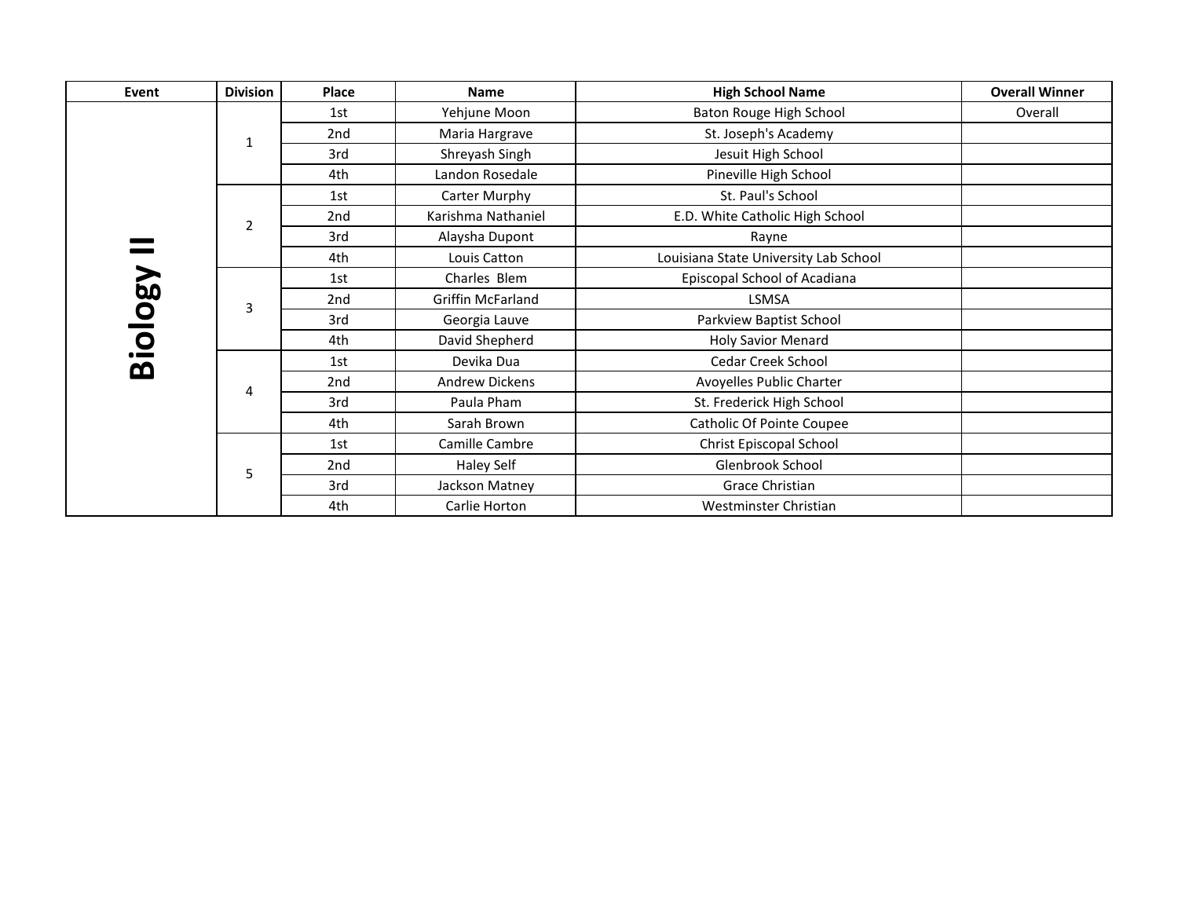| Event | Division | Place | Name | High School Name | Overall Winner |
| --- | --- | --- | --- | --- | --- |
| Biology II | 1 | 1st | Yehjune Moon | Baton Rouge High School | Overall |
| | | 2nd | Maria Hargrave | St. Joseph's Academy | |
| | | 3rd | Shreyash Singh | Jesuit High School | |
| | | 4th | Landon Rosedale | Pineville High School | |
| | 2 | 1st | Carter Murphy | St. Paul's School | |
| | | 2nd | Karishma Nathaniel | E.D. White Catholic High School | |
| | | 3rd | Alaysha Dupont | Rayne | |
| | | 4th | Louis Catton | Louisiana State University Lab School | |
| | 3 | 1st | Charles Blem | Episcopal School of Acadiana | |
| | | 2nd | Griffin McFarland | LSMSA | |
| | | 3rd | Georgia Lauve | Parkview Baptist School | |
| | | 4th | David Shepherd | Holy Savior Menard | |
| | 4 | 1st | Devika Dua | Cedar Creek School | |
| | | 2nd | Andrew Dickens | Avoyelles Public Charter | |
| | | 3rd | Paula Pham | St. Frederick High School | |
| | | 4th | Sarah Brown | Catholic Of Pointe Coupee | |
| | 5 | 1st | Camille Cambre | Christ Episcopal School | |
| | | 2nd | Haley Self | Glenbrook School | |
| | | 3rd | Jackson Matney | Grace Christian | |
| | | 4th | Carlie Horton | Westminster Christian | |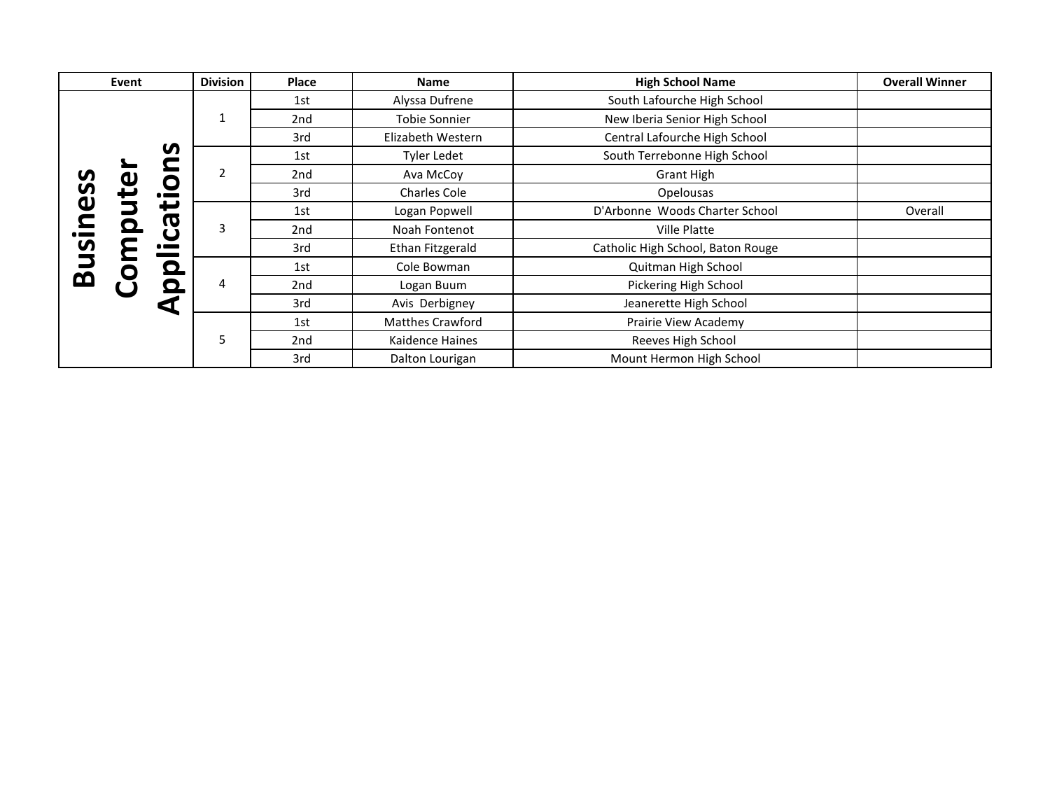| Event | Division | Place | Name | High School Name | Overall Winner |
|---|---|---|---|---|---|
| Business Computer Applications | 1 | 1st | Alyssa Dufrene | South Lafourche High School | |
| | | 2nd | Tobie Sonnier | New Iberia Senior High School | |
| | | 3rd | Elizabeth Western | Central Lafourche High School | |
| | 2 | 1st | Tyler Ledet | South Terrebonne High School | |
| | | 2nd | Ava McCoy | Grant High | |
| | | 3rd | Charles Cole | Opelousas | |
| | 3 | 1st | Logan Popwell | D'Arbonne Woods Charter School | Overall |
| | | 2nd | Noah Fontenot | Ville Platte | |
| | | 3rd | Ethan Fitzgerald | Catholic High School, Baton Rouge | |
| | 4 | 1st | Cole Bowman | Quitman High School | |
| | | 2nd | Logan Buum | Pickering High School | |
| | | 3rd | Avis Derbigney | Jeanerette High School | |
| | 5 | 1st | Matthes Crawford | Prairie View Academy | |
| | | 2nd | Kaidence Haines | Reeves High School | |
| | | 3rd | Dalton Lourigan | Mount Hermon High School | |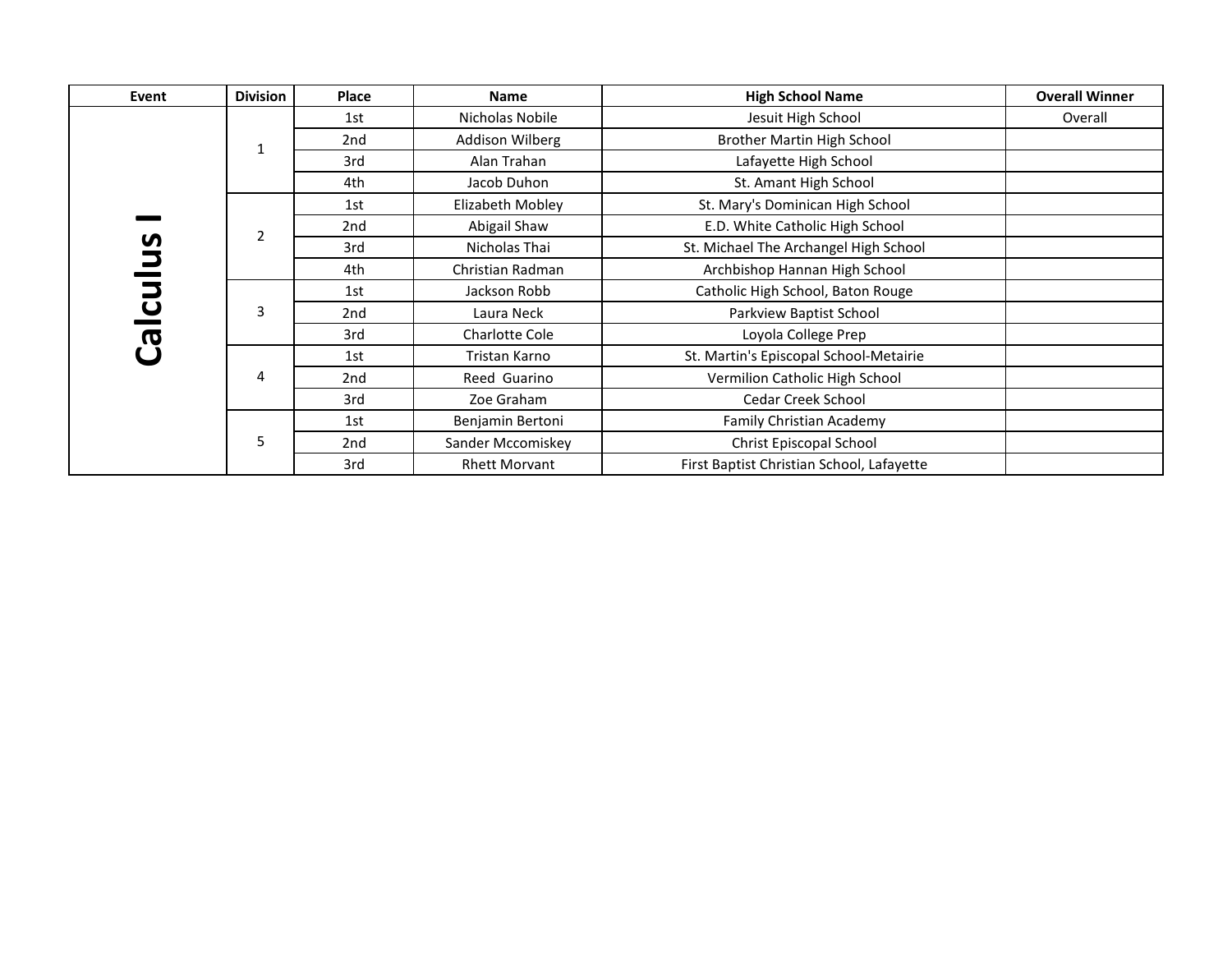| Event | Division | Place | Name | High School Name | Overall Winner |
| --- | --- | --- | --- | --- | --- |
| Calculus I | 1 | 1st | Nicholas Nobile | Jesuit High School | Overall |
| | | 2nd | Addison Wilberg | Brother Martin High School | |
| | | 3rd | Alan Trahan | Lafayette High School | |
| | | 4th | Jacob Duhon | St. Amant High School | |
| | 2 | 1st | Elizabeth Mobley | St. Mary's Dominican High School | |
| | | 2nd | Abigail Shaw | E.D. White Catholic High School | |
| | | 3rd | Nicholas Thai | St. Michael The Archangel High School | |
| | | 4th | Christian Radman | Archbishop Hannan High School | |
| | 3 | 1st | Jackson Robb | Catholic High School, Baton Rouge | |
| | | 2nd | Laura Neck | Parkview Baptist School | |
| | | 3rd | Charlotte Cole | Loyola College Prep | |
| | 4 | 1st | Tristan Karno | St. Martin's Episcopal School-Metairie | |
| | | 2nd | Reed Guarino | Vermilion Catholic High School | |
| | | 3rd | Zoe Graham | Cedar Creek School | |
| | 5 | 1st | Benjamin Bertoni | Family Christian Academy | |
| | | 2nd | Sander Mccomiskey | Christ Episcopal School | |
| | | 3rd | Rhett Morvant | First Baptist Christian School, Lafayette | |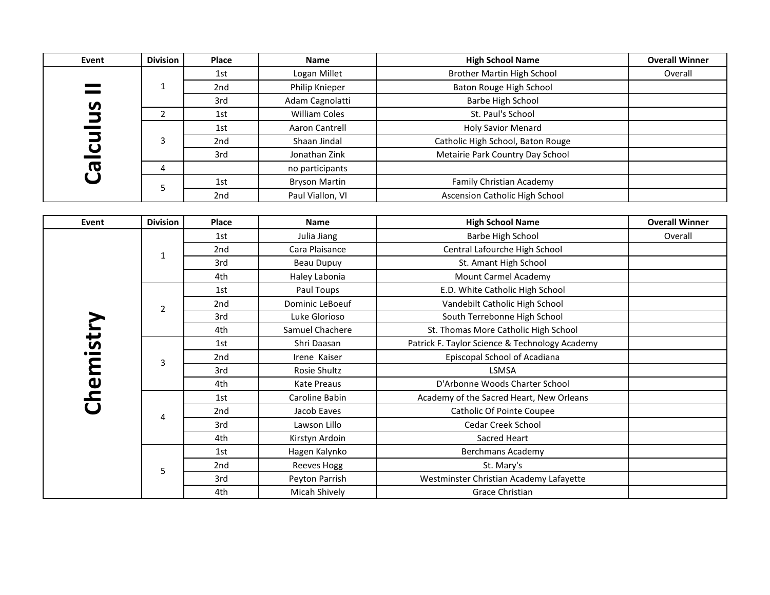| Event | Division | Place | Name | High School Name | Overall Winner |
| --- | --- | --- | --- | --- | --- |
| Calculus II | 1 | 1st | Logan Millet | Brother Martin High School | Overall |
| | | 2nd | Philip Knieper | Baton Rouge High School | |
| | | 3rd | Adam Cagnolatti | Barbe High School | |
| | 2 | 1st | William Coles | St. Paul's School | |
| | 3 | 1st | Aaron Cantrell | Holy Savior Menard | |
| | | 2nd | Shaan Jindal | Catholic High School, Baton Rouge | |
| | | 3rd | Jonathan Zink | Metairie Park Country Day School | |
| | 4 | | no participants | | |
| | 5 | 1st | Bryson Martin | Family Christian Academy | |
| | | 2nd | Paul Viallon, VI | Ascension Catholic High School | |

| Event | Division | Place | Name | High School Name | Overall Winner |
| --- | --- | --- | --- | --- | --- |
| Chemistry | 1 | 1st | Julia Jiang | Barbe High School | Overall |
| | | 2nd | Cara Plaisance | Central Lafourche High School | |
| | | 3rd | Beau Dupuy | St. Amant High School | |
| | | 4th | Haley Labonia | Mount Carmel Academy | |
| | 2 | 1st | Paul Toups | E.D. White Catholic High School | |
| | | 2nd | Dominic LeBoeuf | Vandebilt Catholic High School | |
| | | 3rd | Luke Glorioso | South Terrebonne High School | |
| | | 4th | Samuel Chachere | St. Thomas More Catholic High School | |
| | 3 | 1st | Shri Daasan | Patrick F. Taylor Science & Technology Academy | |
| | | 2nd | Irene Kaiser | Episcopal School of Acadiana | |
| | | 3rd | Rosie Shultz | LSMSA | |
| | | 4th | Kate Preaus | D'Arbonne Woods Charter School | |
| | 4 | 1st | Caroline Babin | Academy of the Sacred Heart, New Orleans | |
| | | 2nd | Jacob Eaves | Catholic Of Pointe Coupee | |
| | | 3rd | Lawson Lillo | Cedar Creek School | |
| | | 4th | Kirstyn Ardoin | Sacred Heart | |
| | 5 | 1st | Hagen Kalynko | Berchmans Academy | |
| | | 2nd | Reeves Hogg | St. Mary's | |
| | | 3rd | Peyton Parrish | Westminster Christian Academy Lafayette | |
| | | 4th | Micah Shively | Grace Christian | |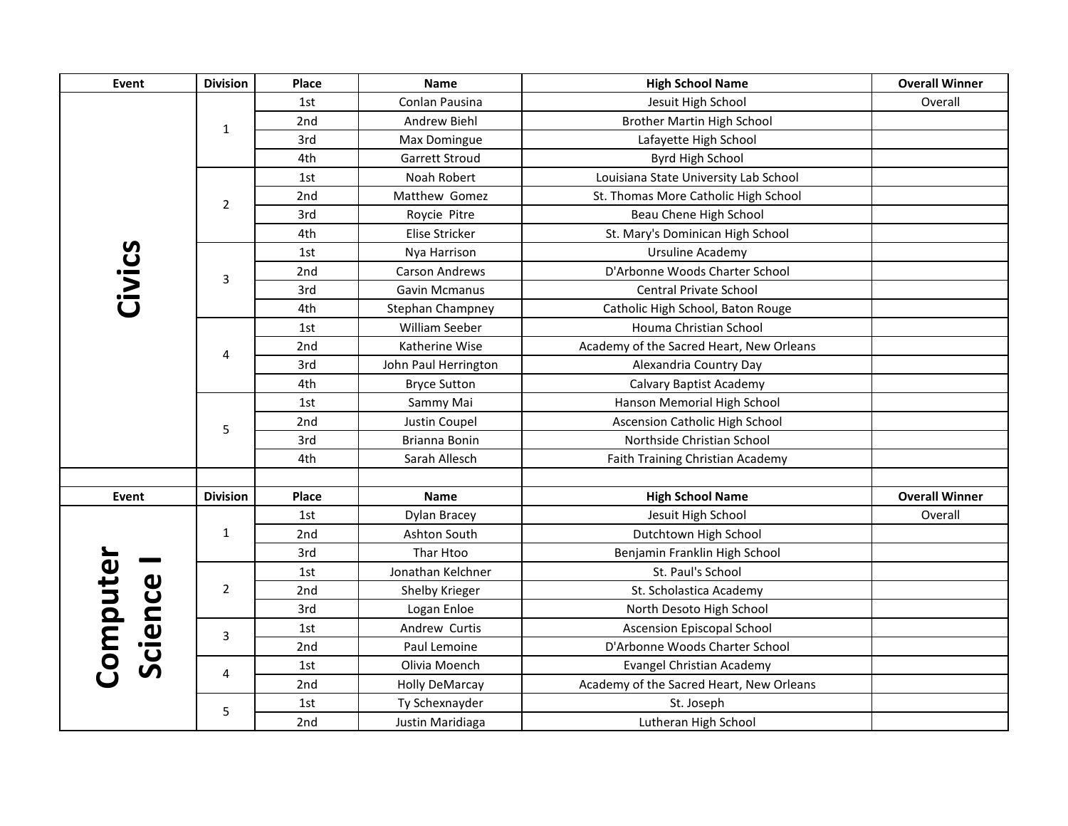| Event | Division | Place | Name | High School Name | Overall Winner |
|---|---|---|---|---|---|
| Civics | 1 | 1st | Conlan Pausina | Jesuit High School | Overall |
| | | 2nd | Andrew Biehl | Brother Martin High School | |
| | | 3rd | Max Domingue | Lafayette High School | |
| | | 4th | Garrett Stroud | Byrd High School | |
| | 2 | 1st | Noah Robert | Louisiana State University Lab School | |
| | | 2nd | Matthew Gomez | St. Thomas More Catholic High School | |
| | | 3rd | Roycie Pitre | Beau Chene High School | |
| | | 4th | Elise Stricker | St. Mary's Dominican High School | |
| | 3 | 1st | Nya Harrison | Ursuline Academy | |
| | | 2nd | Carson Andrews | D'Arbonne Woods Charter School | |
| | | 3rd | Gavin Mcmanus | Central Private School | |
| | | 4th | Stephan Champney | Catholic High School, Baton Rouge | |
| | 4 | 1st | William Seeber | Houma Christian School | |
| | | 2nd | Katherine Wise | Academy of the Sacred Heart, New Orleans | |
| | | 3rd | John Paul Herrington | Alexandria Country Day | |
| | | 4th | Bryce Sutton | Calvary Baptist Academy | |
| | 5 | 1st | Sammy Mai | Hanson Memorial High School | |
| | | 2nd | Justin Coupel | Ascension Catholic High School | |
| | | 3rd | Brianna Bonin | Northside Christian School | |
| | | 4th | Sarah Allesch | Faith Training Christian Academy | |

| Event | Division | Place | Name | High School Name | Overall Winner |
|---|---|---|---|---|---|
| Computer Science I | 1 | 1st | Dylan Bracey | Jesuit High School | Overall |
| | | 2nd | Ashton South | Dutchtown High School | |
| | | 3rd | Thar Htoo | Benjamin Franklin High School | |
| | 2 | 1st | Jonathan Kelchner | St. Paul's School | |
| | | 2nd | Shelby Krieger | St. Scholastica Academy | |
| | | 3rd | Logan Enloe | North Desoto High School | |
| | 3 | 1st | Andrew Curtis | Ascension Episcopal School | |
| | | 2nd | Paul Lemoine | D'Arbonne Woods Charter School | |
| | 4 | 1st | Olivia Moench | Evangel Christian Academy | |
| | | 2nd | Holly DeMarcay | Academy of the Sacred Heart, New Orleans | |
| | 5 | 1st | Ty Schexnayder | St. Joseph | |
| | | 2nd | Justin Maridiaga | Lutheran High School | |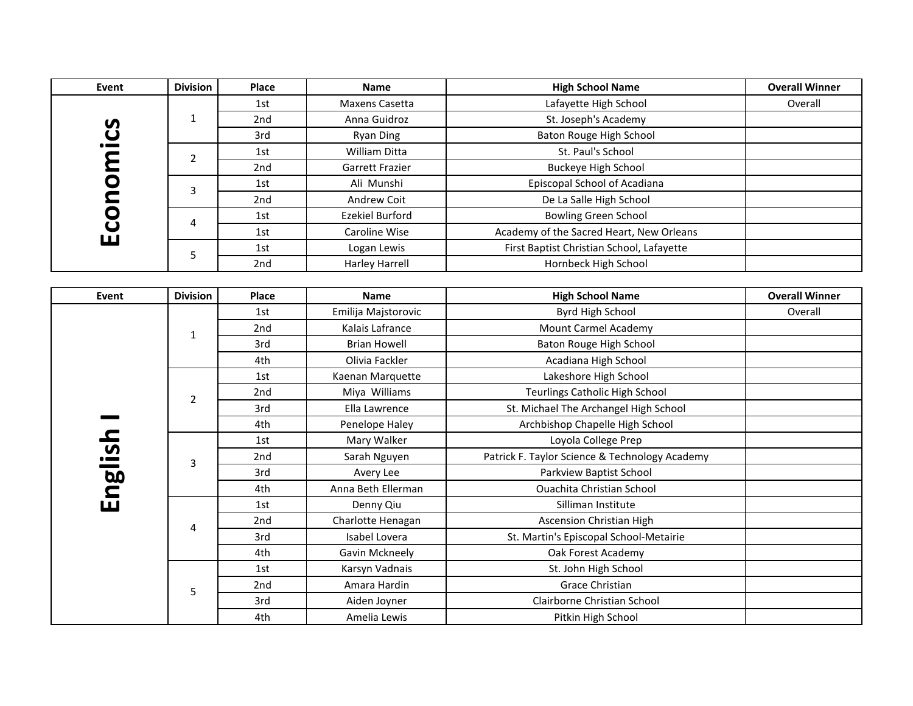| Event | Division | Place | Name | High School Name | Overall Winner |
|---|---|---|---|---|---|
| Economics | 1 | 1st | Maxens Casetta | Lafayette High School | Overall |
| | | 2nd | Anna Guidroz | St. Joseph's Academy | |
| | | 3rd | Ryan Ding | Baton Rouge High School | |
| | 2 | 1st | William Ditta | St. Paul's School | |
| | | 2nd | Garrett Frazier | Buckeye High School | |
| | 3 | 1st | Ali Munshi | Episcopal School of Acadiana | |
| | | 2nd | Andrew Coit | De La Salle High School | |
| | 4 | 1st | Ezekiel Burford | Bowling Green School | |
| | | 1st | Caroline Wise | Academy of the Sacred Heart, New Orleans | |
| | 5 | 1st | Logan Lewis | First Baptist Christian School, Lafayette | |
| | | 2nd | Harley Harrell | Hornbeck High School | |

| Event | Division | Place | Name | High School Name | Overall Winner |
|---|---|---|---|---|---|
| English I | 1 | 1st | Emilija Majstorovic | Byrd High School | Overall |
| | | 2nd | Kalais Lafrance | Mount Carmel Academy | |
| | | 3rd | Brian Howell | Baton Rouge High School | |
| | | 4th | Olivia Fackler | Acadiana High School | |
| | 2 | 1st | Kaenan Marquette | Lakeshore High School | |
| | | 2nd | Miya Williams | Teurlings Catholic High School | |
| | | 3rd | Ella Lawrence | St. Michael The Archangel High School | |
| | | 4th | Penelope Haley | Archbishop Chapelle High School | |
| | 3 | 1st | Mary Walker | Loyola College Prep | |
| | | 2nd | Sarah Nguyen | Patrick F. Taylor Science & Technology Academy | |
| | | 3rd | Avery Lee | Parkview Baptist School | |
| | | 4th | Anna Beth Ellerman | Ouachita Christian School | |
| | 4 | 1st | Denny Qiu | Silliman Institute | |
| | | 2nd | Charlotte Henagan | Ascension Christian High | |
| | | 3rd | Isabel Lovera | St. Martin's Episcopal School-Metairie | |
| | | 4th | Gavin Mckneely | Oak Forest Academy | |
| | 5 | 1st | Karsyn Vadnais | St. John High School | |
| | | 2nd | Amara Hardin | Grace Christian | |
| | | 3rd | Aiden Joyner | Clairborne Christian School | |
| | | 4th | Amelia Lewis | Pitkin High School | |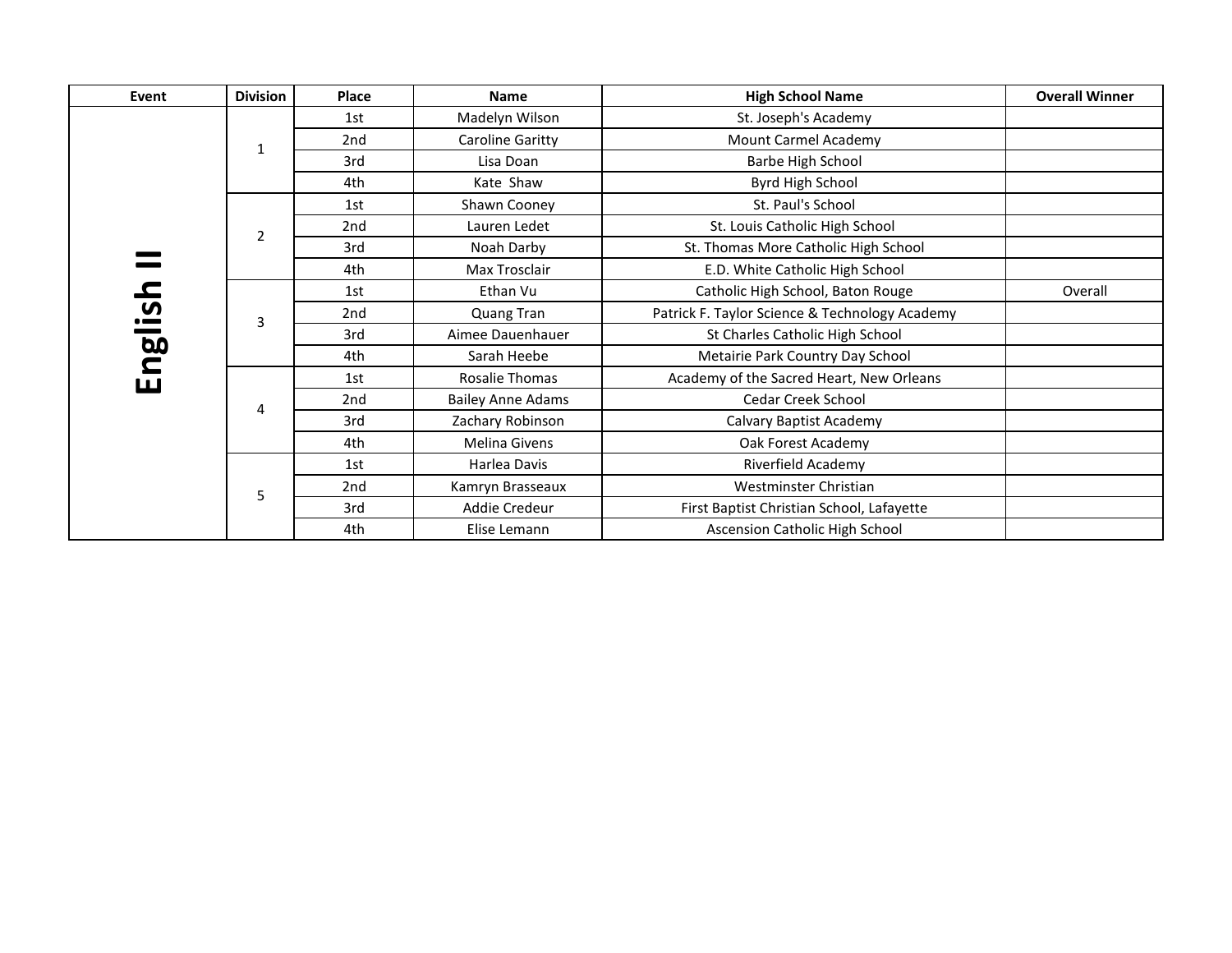| Event | Division | Place | Name | High School Name | Overall Winner |
|---|---|---|---|---|---|
| English II | 1 | 1st | Madelyn Wilson | St. Joseph's Academy | |
| | | 2nd | Caroline Garitty | Mount Carmel Academy | |
| | | 3rd | Lisa Doan | Barbe High School | |
| | | 4th | Kate Shaw | Byrd High School | |
| | 2 | 1st | Shawn Cooney | St. Paul's School | |
| | | 2nd | Lauren Ledet | St. Louis Catholic High School | |
| | | 3rd | Noah Darby | St. Thomas More Catholic High School | |
| | | 4th | Max Trosclair | E.D. White Catholic High School | |
| | 3 | 1st | Ethan Vu | Catholic High School, Baton Rouge | Overall |
| | | 2nd | Quang Tran | Patrick F. Taylor Science & Technology Academy | |
| | | 3rd | Aimee Dauenhauer | St Charles Catholic High School | |
| | | 4th | Sarah Heebe | Metairie Park Country Day School | |
| | 4 | 1st | Rosalie Thomas | Academy of the Sacred Heart, New Orleans | |
| | | 2nd | Bailey Anne Adams | Cedar Creek School | |
| | | 3rd | Zachary Robinson | Calvary Baptist Academy | |
| | | 4th | Melina Givens | Oak Forest Academy | |
| | 5 | 1st | Harlea Davis | Riverfield Academy | |
| | | 2nd | Kamryn Brasseaux | Westminster Christian | |
| | | 3rd | Addie Credeur | First Baptist Christian School, Lafayette | |
| | | 4th | Elise Lemann | Ascension Catholic High School | |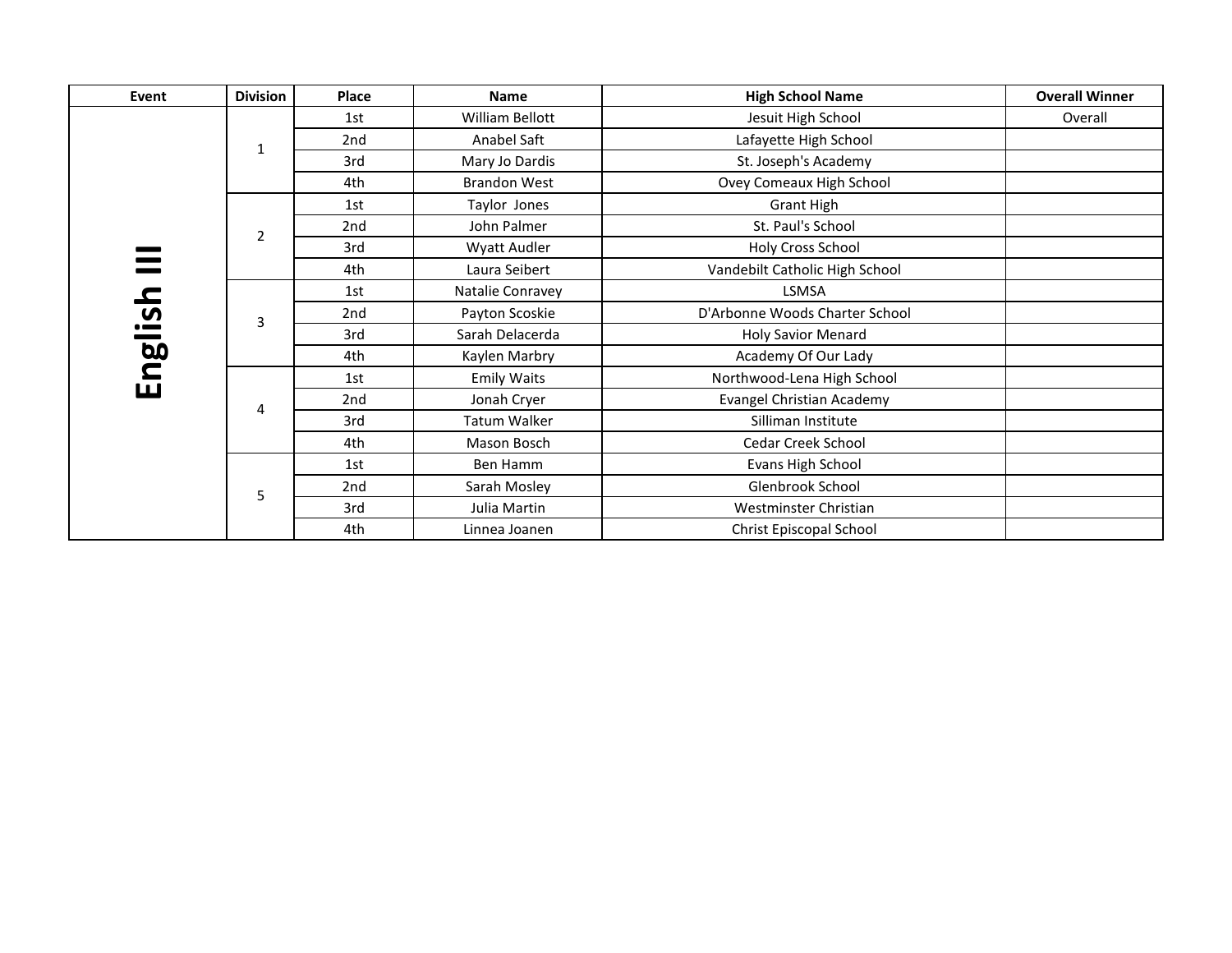| Event | Division | Place | Name | High School Name | Overall Winner |
|---|---|---|---|---|---|
| English III | 1 | 1st | William Bellott | Jesuit High School | Overall |
| | | 2nd | Anabel Saft | Lafayette High School | |
| | | 3rd | Mary Jo Dardis | St. Joseph's Academy | |
| | | 4th | Brandon West | Ovey Comeaux High School | |
| | 2 | 1st | Taylor Jones | Grant High | |
| | | 2nd | John Palmer | St. Paul's School | |
| | | 3rd | Wyatt Audler | Holy Cross School | |
| | | 4th | Laura Seibert | Vandebilt Catholic High School | |
| | 3 | 1st | Natalie Conravey | LSMSA | |
| | | 2nd | Payton Scoskie | D'Arbonne Woods Charter School | |
| | | 3rd | Sarah Delacerda | Holy Savior Menard | |
| | | 4th | Kaylen Marbry | Academy Of Our Lady | |
| | 4 | 1st | Emily Waits | Northwood-Lena High School | |
| | | 2nd | Jonah Cryer | Evangel Christian Academy | |
| | | 3rd | Tatum Walker | Silliman Institute | |
| | | 4th | Mason Bosch | Cedar Creek School | |
| | 5 | 1st | Ben Hamm | Evans High School | |
| | | 2nd | Sarah Mosley | Glenbrook School | |
| | | 3rd | Julia Martin | Westminster Christian | |
| | | 4th | Linnea Joanen | Christ Episcopal School | |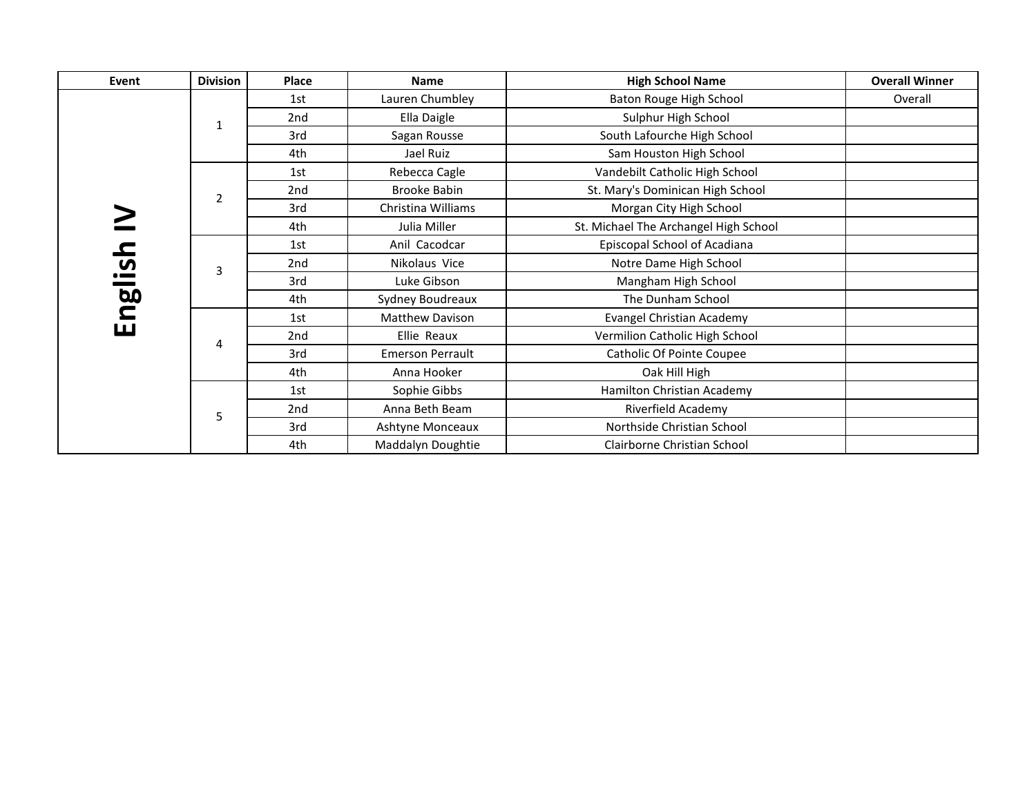| Event | Division | Place | Name | High School Name | Overall Winner |
|---|---|---|---|---|---|
| English IV | 1 | 1st | Lauren Chumbley | Baton Rouge High School | Overall |
| | | 2nd | Ella Daigle | Sulphur High School | |
| | | 3rd | Sagan Rousse | South Lafourche High School | |
| | | 4th | Jael Ruiz | Sam Houston High School | |
| | 2 | 1st | Rebecca Cagle | Vandebilt Catholic High School | |
| | | 2nd | Brooke Babin | St. Mary's Dominican High School | |
| | | 3rd | Christina Williams | Morgan City High School | |
| | | 4th | Julia Miller | St. Michael The Archangel High School | |
| | 3 | 1st | Anil Cacodcar | Episcopal School of Acadiana | |
| | | 2nd | Nikolaus Vice | Notre Dame High School | |
| | | 3rd | Luke Gibson | Mangham High School | |
| | | 4th | Sydney Boudreaux | The Dunham School | |
| | 4 | 1st | Matthew Davison | Evangel Christian Academy | |
| | | 2nd | Ellie Reaux | Vermilion Catholic High School | |
| | | 3rd | Emerson Perrault | Catholic Of Pointe Coupee | |
| | | 4th | Anna Hooker | Oak Hill High | |
| | 5 | 1st | Sophie Gibbs | Hamilton Christian Academy | |
| | | 2nd | Anna Beth Beam | Riverfield Academy | |
| | | 3rd | Ashtyne Monceaux | Northside Christian School | |
| | | 4th | Maddalyn Doughtie | Clairborne Christian School | |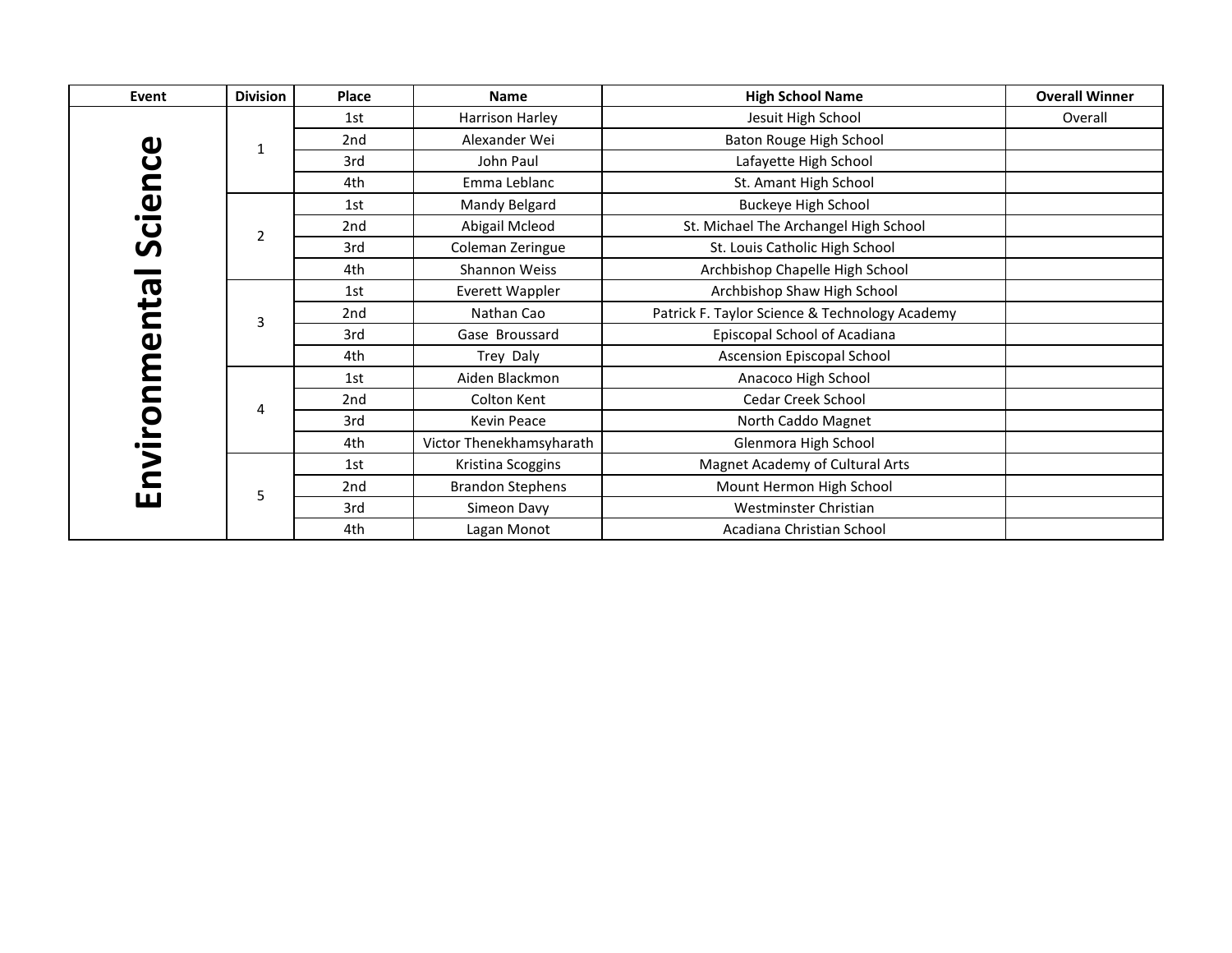| Event | Division | Place | Name | High School Name | Overall Winner |
|---|---|---|---|---|---|
| Environmental Science | 1 | 1st | Harrison Harley | Jesuit High School | Overall |
| | | 2nd | Alexander Wei | Baton Rouge High School | |
| | | 3rd | John Paul | Lafayette High School | |
| | | 4th | Emma Leblanc | St. Amant High School | |
| | 2 | 1st | Mandy Belgard | Buckeye High School | |
| | | 2nd | Abigail Mcleod | St. Michael The Archangel High School | |
| | | 3rd | Coleman Zeringue | St. Louis Catholic High School | |
| | | 4th | Shannon Weiss | Archbishop Chapelle High School | |
| | 3 | 1st | Everett Wappler | Archbishop Shaw High School | |
| | | 2nd | Nathan Cao | Patrick F. Taylor Science & Technology Academy | |
| | | 3rd | Gase Broussard | Episcopal School of Acadiana | |
| | | 4th | Trey Daly | Ascension Episcopal School | |
| | 4 | 1st | Aiden Blackmon | Anacoco High School | |
| | | 2nd | Colton Kent | Cedar Creek School | |
| | | 3rd | Kevin Peace | North Caddo Magnet | |
| | | 4th | Victor Thenekhamsyharath | Glenmora High School | |
| | 5 | 1st | Kristina Scoggins | Magnet Academy of Cultural Arts | |
| | | 2nd | Brandon Stephens | Mount Hermon High School | |
| | | 3rd | Simeon Davy | Westminster Christian | |
| | | 4th | Lagan Monot | Acadiana Christian School | |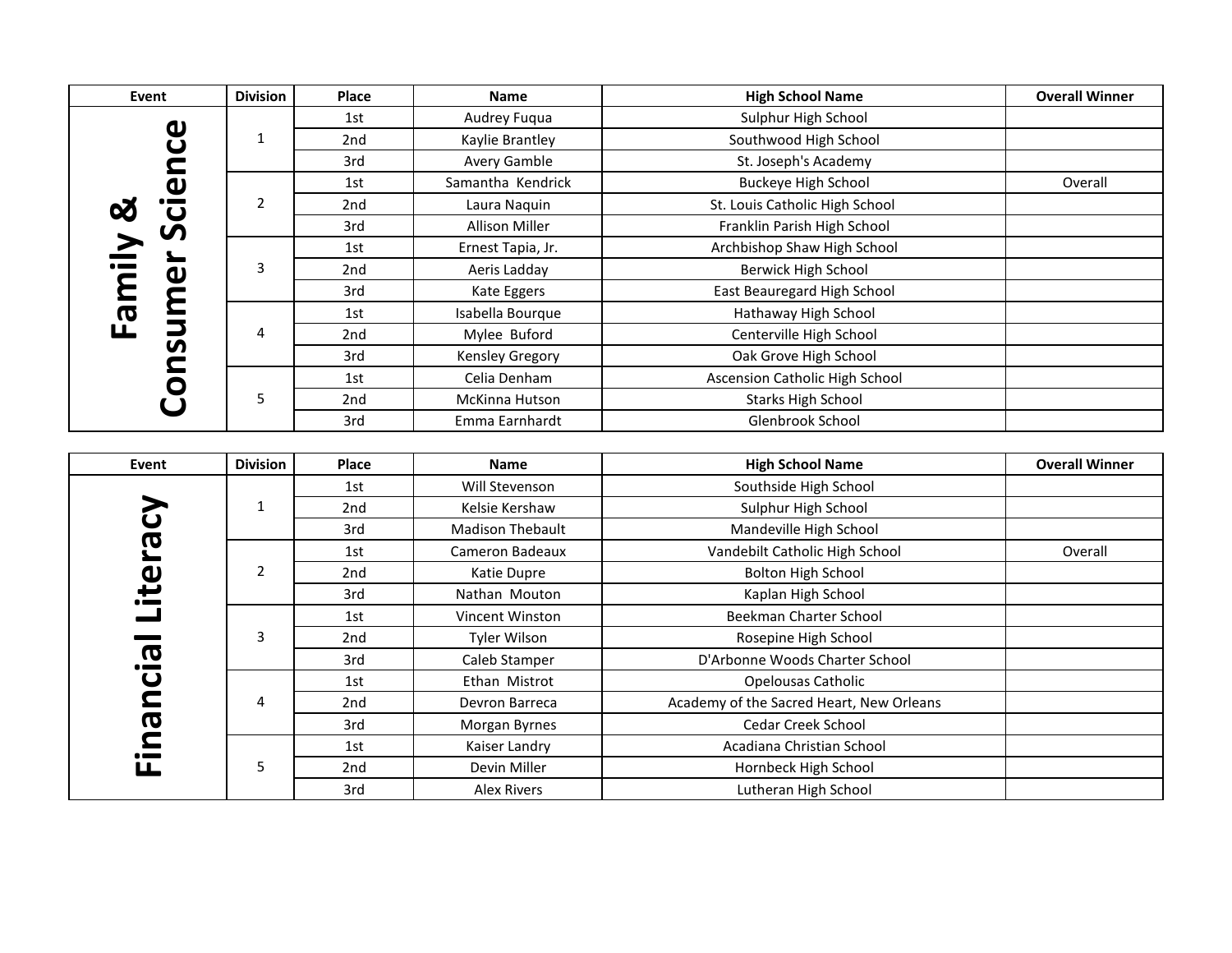| Event | Division | Place | Name | High School Name | Overall Winner |
| --- | --- | --- | --- | --- | --- |
| Family & Consumer Science | 1 | 1st | Audrey Fuqua | Sulphur High School | |
| | | 2nd | Kaylie Brantley | Southwood High School | |
| | | 3rd | Avery Gamble | St. Joseph's Academy | |
| | 2 | 1st | Samantha Kendrick | Buckeye High School | Overall |
| | | 2nd | Laura Naquin | St. Louis Catholic High School | |
| | | 3rd | Allison Miller | Franklin Parish High School | |
| | 3 | 1st | Ernest Tapia, Jr. | Archbishop Shaw High School | |
| | | 2nd | Aeris Ladday | Berwick High School | |
| | | 3rd | Kate Eggers | East Beauregard High School | |
| | 4 | 1st | Isabella Bourque | Hathaway High School | |
| | | 2nd | Mylee Buford | Centerville High School | |
| | | 3rd | Kensley Gregory | Oak Grove High School | |
| | 5 | 1st | Celia Denham | Ascension Catholic High School | |
| | | 2nd | McKinna Hutson | Starks High School | |
| | | 3rd | Emma Earnhardt | Glenbrook School | |

| Event | Division | Place | Name | High School Name | Overall Winner |
| --- | --- | --- | --- | --- | --- |
| Financial Literacy | 1 | 1st | Will Stevenson | Southside High School | |
| | | 2nd | Kelsie Kershaw | Sulphur High School | |
| | | 3rd | Madison Thebault | Mandeville High School | |
| | 2 | 1st | Cameron Badeaux | Vandebilt Catholic High School | Overall |
| | | 2nd | Katie Dupre | Bolton High School | |
| | | 3rd | Nathan Mouton | Kaplan High School | |
| | 3 | 1st | Vincent Winston | Beekman Charter School | |
| | | 2nd | Tyler Wilson | Rosepine High School | |
| | | 3rd | Caleb Stamper | D'Arbonne Woods Charter School | |
| | 4 | 1st | Ethan Mistrot | Opelousas Catholic | |
| | | 2nd | Devron Barreca | Academy of the Sacred Heart, New Orleans | |
| | | 3rd | Morgan Byrnes | Cedar Creek School | |
| | 5 | 1st | Kaiser Landry | Acadiana Christian School | |
| | | 2nd | Devin Miller | Hornbeck High School | |
| | | 3rd | Alex Rivers | Lutheran High School | |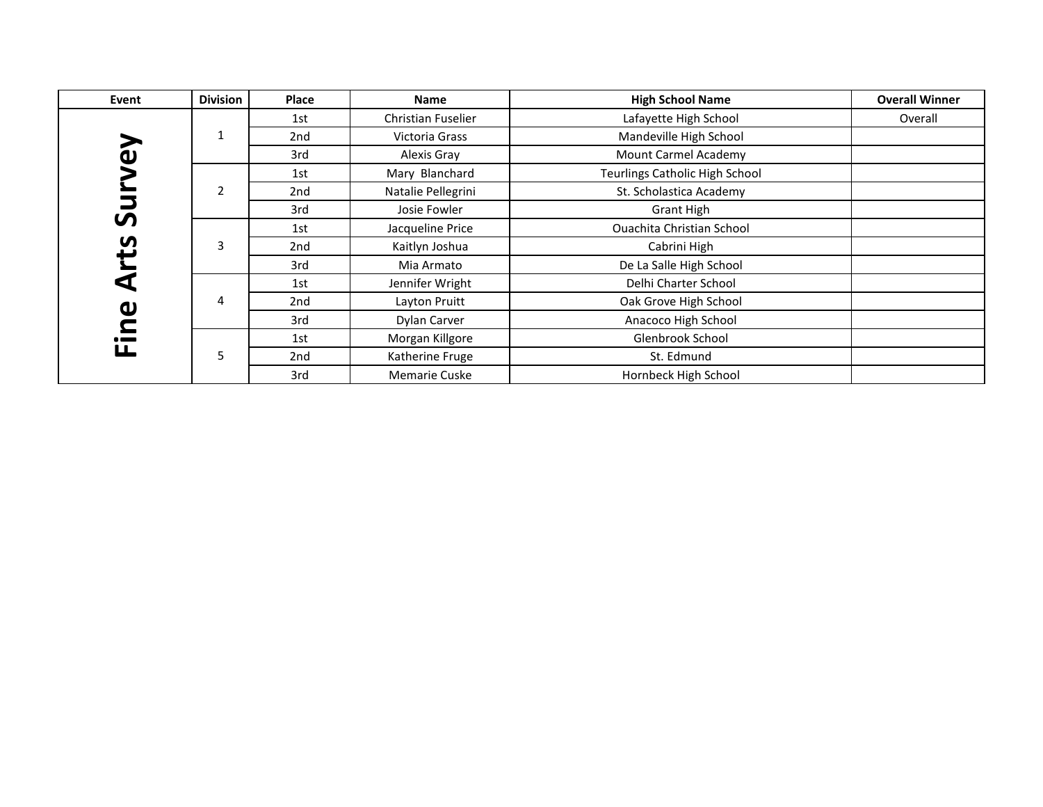| Event | Division | Place | Name | High School Name | Overall Winner |
|---|---|---|---|---|---|
| Fine Arts Survey | 1 | 1st | Christian Fuselier | Lafayette High School | Overall |
| | | 2nd | Victoria Grass | Mandeville High School | |
| | | 3rd | Alexis Gray | Mount Carmel Academy | |
| | 2 | 1st | Mary Blanchard | Teurlings Catholic High School | |
| | | 2nd | Natalie Pellegrini | St. Scholastica Academy | |
| | | 3rd | Josie Fowler | Grant High | |
| | 3 | 1st | Jacqueline Price | Ouachita Christian School | |
| | | 2nd | Kaitlyn Joshua | Cabrini High | |
| | | 3rd | Mia Armato | De La Salle High School | |
| | 4 | 1st | Jennifer Wright | Delhi Charter School | |
| | | 2nd | Layton Pruitt | Oak Grove High School | |
| | | 3rd | Dylan Carver | Anacoco High School | |
| | 5 | 1st | Morgan Killgore | Glenbrook School | |
| | | 2nd | Katherine Fruge | St. Edmund | |
| | | 3rd | Memarie Cuske | Hornbeck High School | |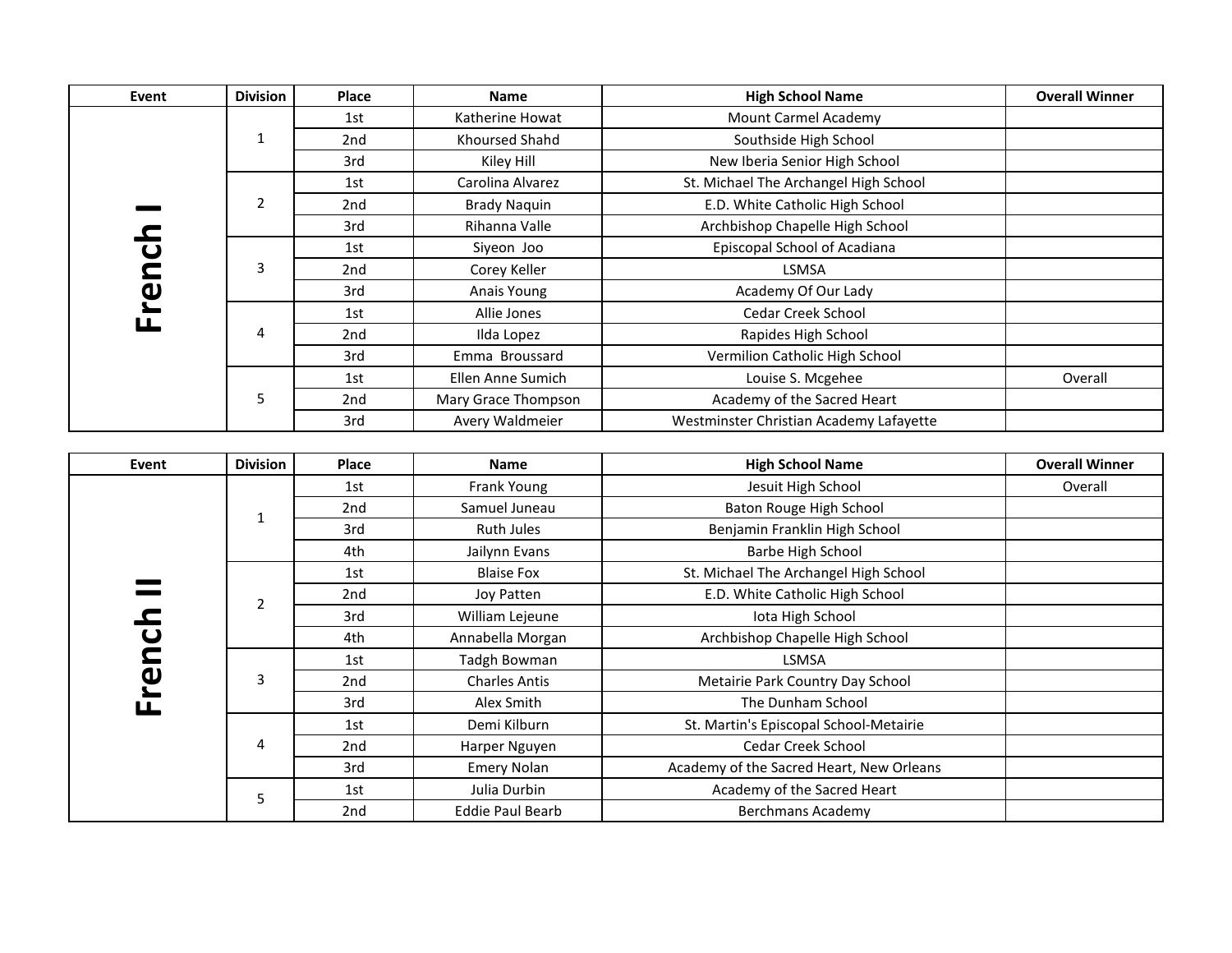| Event | Division | Place | Name | High School Name | Overall Winner |
|---|---|---|---|---|---|
| French I | 1 | 1st | Katherine Howat | Mount Carmel Academy | |
| | | 2nd | Khoursed Shahd | Southside High School | |
| | | 3rd | Kiley Hill | New Iberia Senior High School | |
| | 2 | 1st | Carolina Alvarez | St. Michael The Archangel High School | |
| | | 2nd | Brady Naquin | E.D. White Catholic High School | |
| | | 3rd | Rihanna Valle | Archbishop Chapelle High School | |
| | 3 | 1st | Siyeon Joo | Episcopal School of Acadiana | |
| | | 2nd | Corey Keller | LSMSA | |
| | | 3rd | Anais Young | Academy Of Our Lady | |
| | 4 | 1st | Allie Jones | Cedar Creek School | |
| | | 2nd | Ilda Lopez | Rapides High School | |
| | | 3rd | Emma Broussard | Vermilion Catholic High School | |
| | 5 | 1st | Ellen Anne Sumich | Louise S. Mcgehee | Overall |
| | | 2nd | Mary Grace Thompson | Academy of the Sacred Heart | |
| | | 3rd | Avery Waldmeier | Westminster Christian Academy Lafayette | |

| Event | Division | Place | Name | High School Name | Overall Winner |
|---|---|---|---|---|---|
| French II | 1 | 1st | Frank Young | Jesuit High School | Overall |
| | | 2nd | Samuel Juneau | Baton Rouge High School | |
| | | 3rd | Ruth Jules | Benjamin Franklin High School | |
| | | 4th | Jailynn Evans | Barbe High School | |
| | 2 | 1st | Blaise Fox | St. Michael The Archangel High School | |
| | | 2nd | Joy Patten | E.D. White Catholic High School | |
| | | 3rd | William Lejeune | Iota High School | |
| | | 4th | Annabella Morgan | Archbishop Chapelle High School | |
| | 3 | 1st | Tadgh Bowman | LSMSA | |
| | | 2nd | Charles Antis | Metairie Park Country Day School | |
| | | 3rd | Alex Smith | The Dunham School | |
| | 4 | 1st | Demi Kilburn | St. Martin's Episcopal School-Metairie | |
| | | 2nd | Harper Nguyen | Cedar Creek School | |
| | | 3rd | Emery Nolan | Academy of the Sacred Heart, New Orleans | |
| | 5 | 1st | Julia Durbin | Academy of the Sacred Heart | |
| | | 2nd | Eddie Paul Bearb | Berchmans Academy | |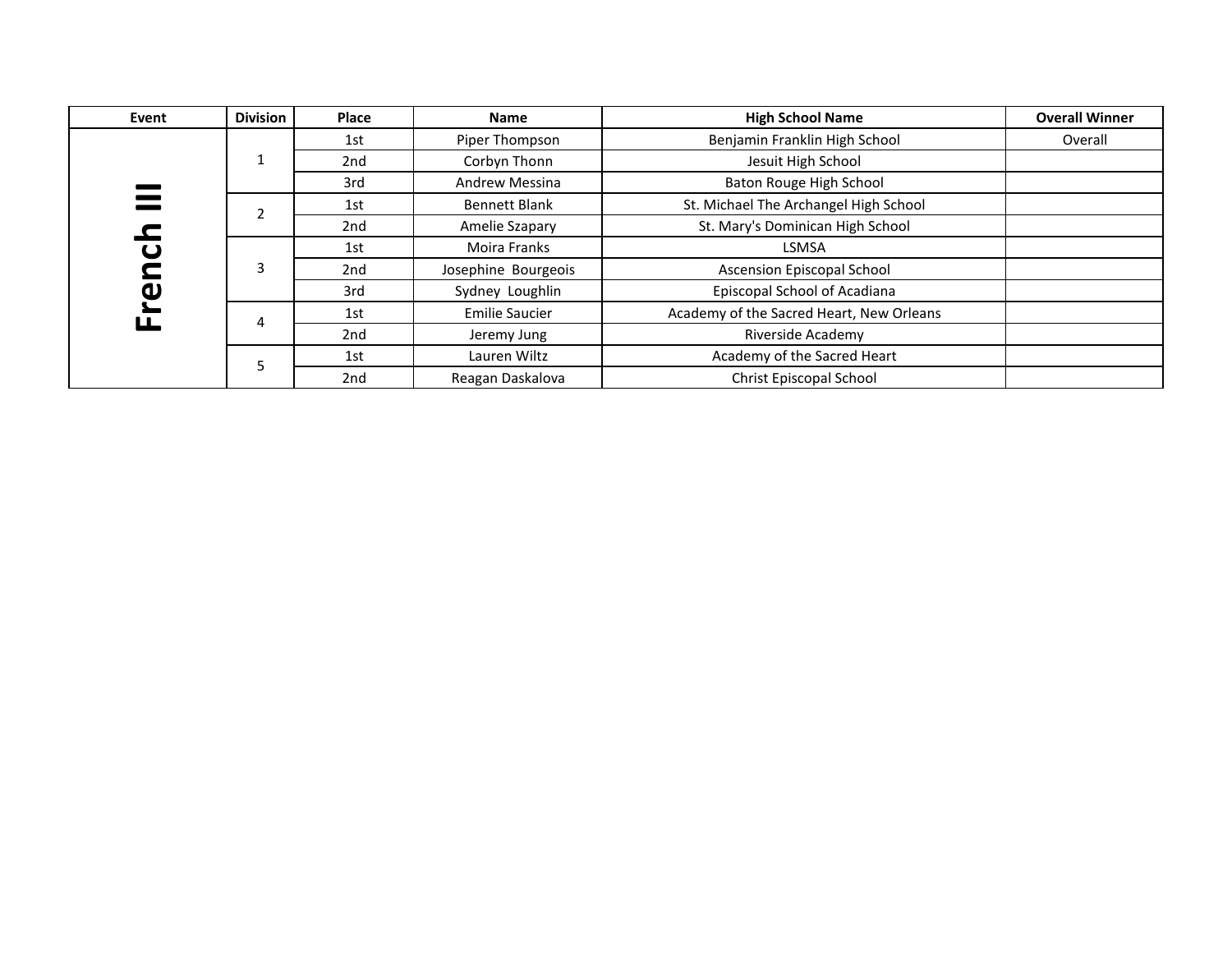| Event | Division | Place | Name | High School Name | Overall Winner |
| --- | --- | --- | --- | --- | --- |
| French III | 1 | 1st | Piper Thompson | Benjamin Franklin High School | Overall |
| | | 2nd | Corbyn Thonn | Jesuit High School | |
| | | 3rd | Andrew Messina | Baton Rouge High School | |
| | 2 | 1st | Bennett Blank | St. Michael The Archangel High School | |
| | | 2nd | Amelie Szapary | St. Mary's Dominican High School | |
| | 3 | 1st | Moira Franks | LSMSA | |
| | | 2nd | Josephine Bourgeois | Ascension Episcopal School | |
| | | 3rd | Sydney Loughlin | Episcopal School of Acadiana | |
| | 4 | 1st | Emilie Saucier | Academy of the Sacred Heart, New Orleans | |
| | | 2nd | Jeremy Jung | Riverside Academy | |
| | 5 | 1st | Lauren Wiltz | Academy of the Sacred Heart | |
| | | 2nd | Reagan Daskalova | Christ Episcopal School | |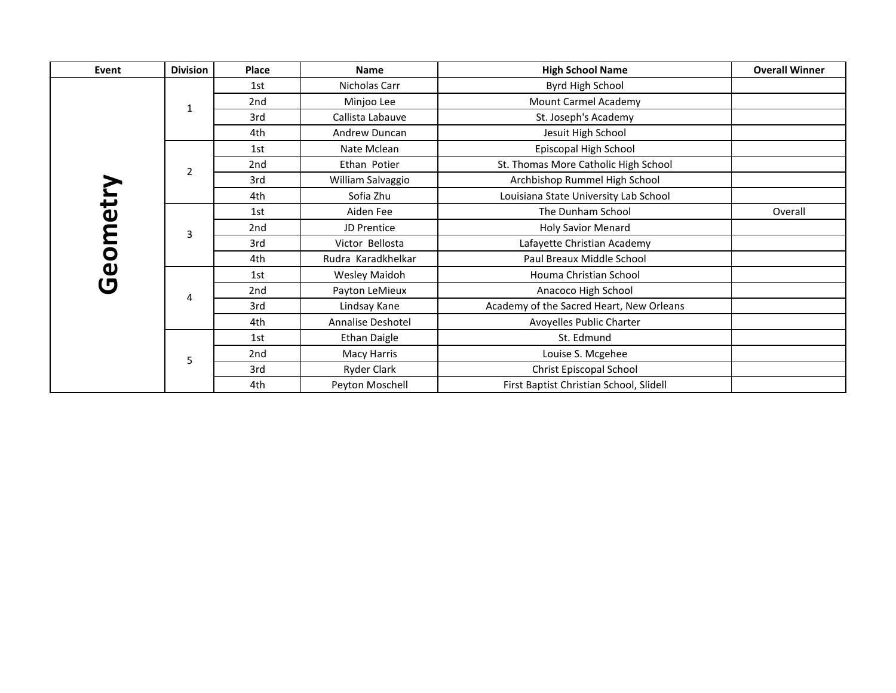| Event | Division | Place | Name | High School Name | Overall Winner |
|---|---|---|---|---|---|
| Geometry | 1 | 1st | Nicholas Carr | Byrd High School | |
| | | 2nd | Minjoo Lee | Mount Carmel Academy | |
| | | 3rd | Callista Labauve | St. Joseph's Academy | |
| | | 4th | Andrew Duncan | Jesuit High School | |
| | 2 | 1st | Nate Mclean | Episcopal High School | |
| | | 2nd | Ethan Potier | St. Thomas More Catholic High School | |
| | | 3rd | William Salvaggio | Archbishop Rummel High School | |
| | | 4th | Sofia Zhu | Louisiana State University Lab School | |
| | 3 | 1st | Aiden Fee | The Dunham School | Overall |
| | | 2nd | JD Prentice | Holy Savior Menard | |
| | | 3rd | Victor Bellosta | Lafayette Christian Academy | |
| | | 4th | Rudra Karadkhelkar | Paul Breaux Middle School | |
| | 4 | 1st | Wesley Maidoh | Houma Christian School | |
| | | 2nd | Payton LeMieux | Anacoco High School | |
| | | 3rd | Lindsay Kane | Academy of the Sacred Heart, New Orleans | |
| | | 4th | Annalise Deshotel | Avoyelles Public Charter | |
| | 5 | 1st | Ethan Daigle | St. Edmund | |
| | | 2nd | Macy Harris | Louise S. Mcgehee | |
| | | 3rd | Ryder Clark | Christ Episcopal School | |
| | | 4th | Peyton Moschell | First Baptist Christian School, Slidell | |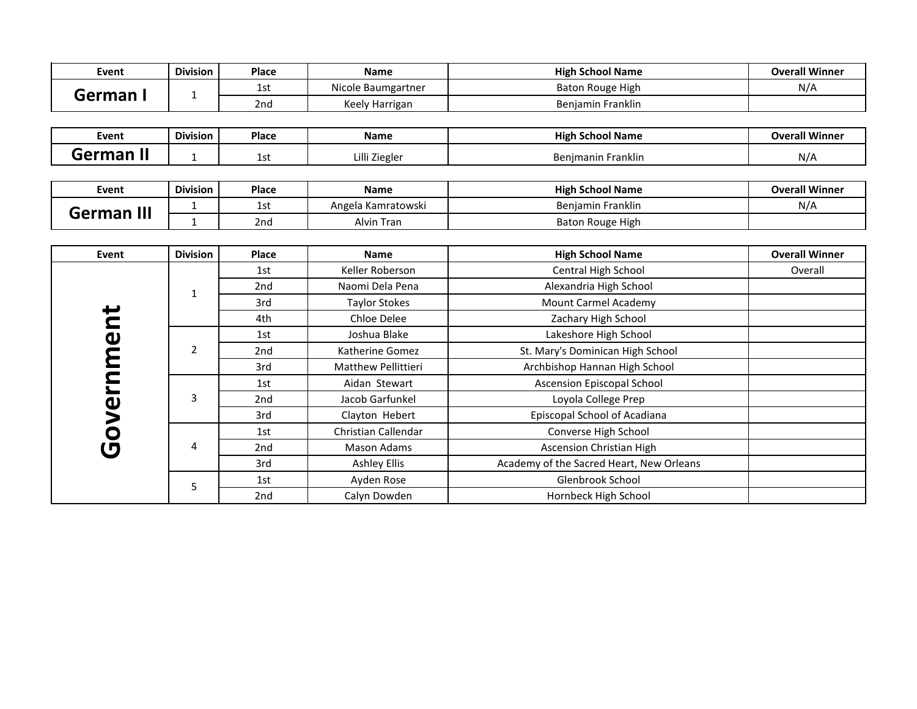| Event | Division | Place | Name | High School Name | Overall Winner |
|---|---|---|---|---|---|
| **German I** | 1 | 1st | Nicole Baumgartner | Baton Rouge High | N/A |
| | | 2nd | Keely Harrigan | Benjamin Franklin | |

| Event | Division | Place | Name | High School Name | Overall Winner |
|---|---|---|---|---|---|
| **German II** | 1 | 1st | Lilli Ziegler | Benjmanin Franklin | N/A |

| Event | Division | Place | Name | High School Name | Overall Winner |
|---|---|---|---|---|---|
| **German III** | 1 | 1st | Angela Kamratowski | Benjamin Franklin | N/A |
| | 1 | 2nd | Alvin Tran | Baton Rouge High | |

| Event | Division | Place | Name | High School Name | Overall Winner |
|---|---|---|---|---|---|
| **Government** | 1 | 1st | Keller Roberson | Central High School | Overall |
| | | 2nd | Naomi Dela Pena | Alexandria High School | |
| | | 3rd | Taylor Stokes | Mount Carmel Academy | |
| | | 4th | Chloe Delee | Zachary High School | |
| | 2 | 1st | Joshua Blake | Lakeshore High School | |
| | | 2nd | Katherine Gomez | St. Mary's Dominican High School | |
| | | 3rd | Matthew Pellittieri | Archbishop Hannan High School | |
| | 3 | 1st | Aidan Stewart | Ascension Episcopal School | |
| | | 2nd | Jacob Garfunkel | Loyola College Prep | |
| | | 3rd | Clayton Hebert | Episcopal School of Acadiana | |
| | 4 | 1st | Christian Callendar | Converse High School | |
| | | 2nd | Mason Adams | Ascension Christian High | |
| | | 3rd | Ashley Ellis | Academy of the Sacred Heart, New Orleans | |
| | 5 | 1st | Ayden Rose | Glenbrook School | |
| | | 2nd | Calyn Dowden | Hornbeck High School | |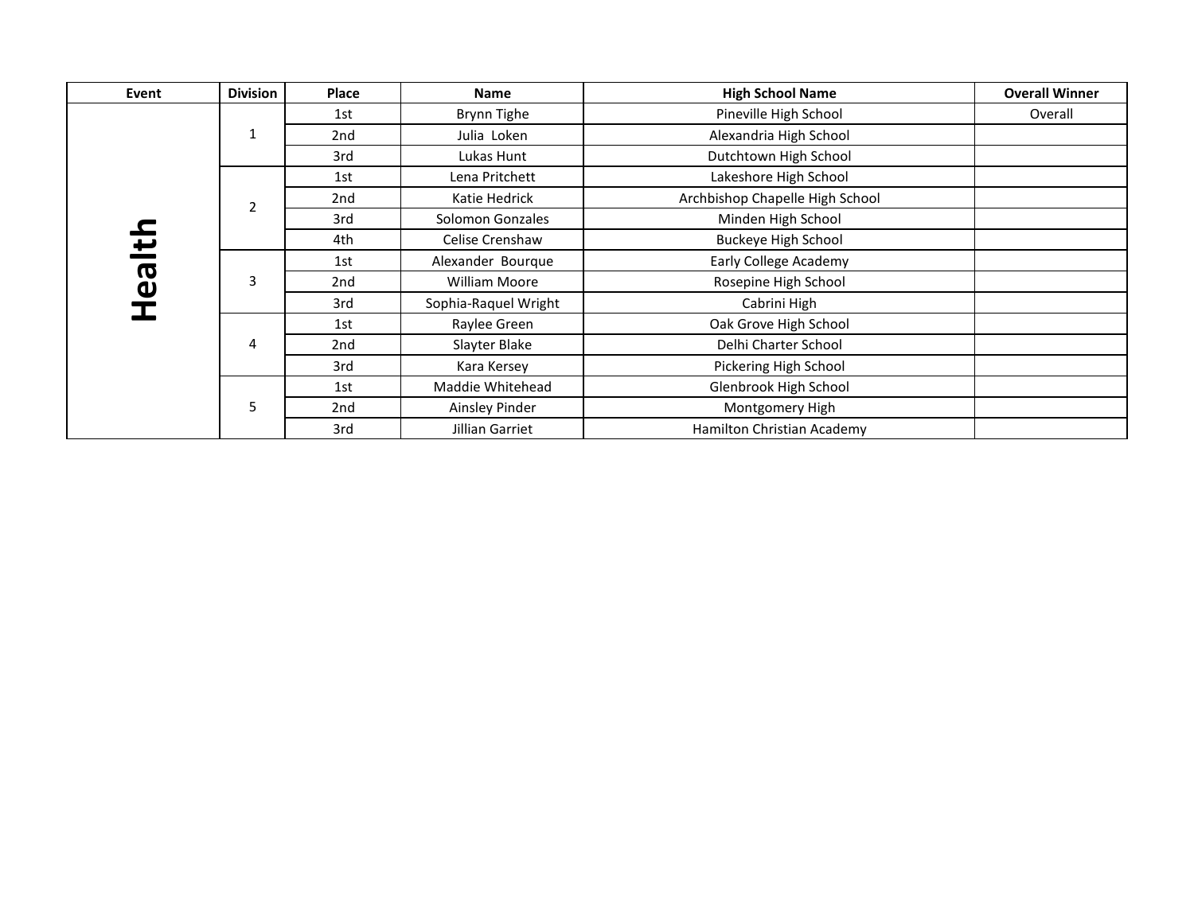| Event | Division | Place | Name | High School Name | Overall Winner |
|---|---|---|---|---|---|
| Health | 1 | 1st | Brynn Tighe | Pineville High School | Overall |
| | | 2nd | Julia  Loken | Alexandria High School | |
| | | 3rd | Lukas Hunt | Dutchtown High School | |
| | 2 | 1st | Lena Pritchett | Lakeshore High School | |
| | | 2nd | Katie Hedrick | Archbishop Chapelle High School | |
| | | 3rd | Solomon Gonzales | Minden High School | |
| | | 4th | Celise Crenshaw | Buckeye High School | |
| | 3 | 1st | Alexander  Bourque | Early College Academy | |
| | | 2nd | William Moore | Rosepine High School | |
| | | 3rd | Sophia-Raquel Wright | Cabrini High | |
| | 4 | 1st | Raylee Green | Oak Grove High School | |
| | | 2nd | Slayter Blake | Delhi Charter School | |
| | | 3rd | Kara Kersey | Pickering High School | |
| | 5 | 1st | Maddie Whitehead | Glenbrook High School | |
| | | 2nd | Ainsley Pinder | Montgomery High | |
| | | 3rd | Jillian Garriet | Hamilton Christian Academy | |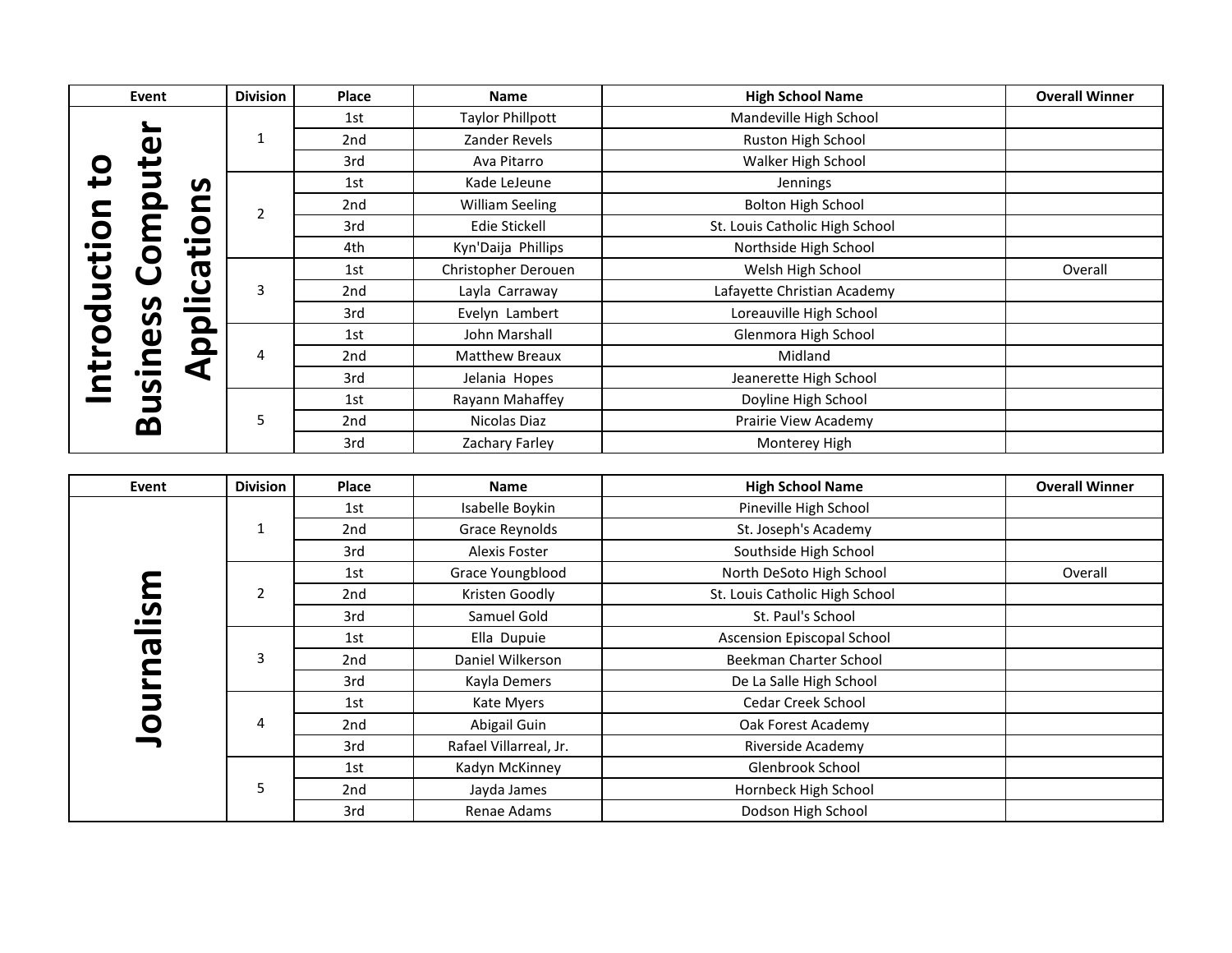| Event | Division | Place | Name | High School Name | Overall Winner |
| --- | --- | --- | --- | --- | --- |
| Introduction to Business Computer Applications | 1 | 1st | Taylor Phillpott | Mandeville High School | |
| | | 2nd | Zander Revels | Ruston High School | |
| | | 3rd | Ava Pitarro | Walker High School | |
| | 2 | 1st | Kade LeJeune | Jennings | |
| | | 2nd | William Seeling | Bolton High School | |
| | | 3rd | Edie Stickell | St. Louis Catholic High School | |
| | | 4th | Kyn'Daija  Phillips | Northside High School | |
| | 3 | 1st | Christopher Derouen | Welsh High School | Overall |
| | | 2nd | Layla  Carraway | Lafayette Christian Academy | |
| | | 3rd | Evelyn  Lambert | Loreauville High School | |
| | 4 | 1st | John Marshall | Glenmora High School | |
| | | 2nd | Matthew Breaux | Midland | |
| | | 3rd | Jelania  Hopes | Jeanerette High School | |
| | 5 | 1st | Rayann Mahaffey | Doyline High School | |
| | | 2nd | Nicolas Diaz | Prairie View Academy | |
| | | 3rd | Zachary Farley | Monterey High | |

| Event | Division | Place | Name | High School Name | Overall Winner |
| --- | --- | --- | --- | --- | --- |
| Journalism | 1 | 1st | Isabelle Boykin | Pineville High School | |
| | | 2nd | Grace Reynolds | St. Joseph's Academy | |
| | | 3rd | Alexis Foster | Southside High School | |
| | 2 | 1st | Grace Youngblood | North DeSoto High School | Overall |
| | | 2nd | Kristen Goodly | St. Louis Catholic High School | |
| | | 3rd | Samuel Gold | St. Paul's School | |
| | 3 | 1st | Ella  Dupuie | Ascension Episcopal School | |
| | | 2nd | Daniel Wilkerson | Beekman Charter School | |
| | | 3rd | Kayla Demers | De La Salle High School | |
| | 4 | 1st | Kate Myers | Cedar Creek School | |
| | | 2nd | Abigail Guin | Oak Forest Academy | |
| | | 3rd | Rafael Villarreal, Jr. | Riverside Academy | |
| | 5 | 1st | Kadyn McKinney | Glenbrook School | |
| | | 2nd | Jayda James | Hornbeck High School | |
| | | 3rd | Renae Adams | Dodson High School | |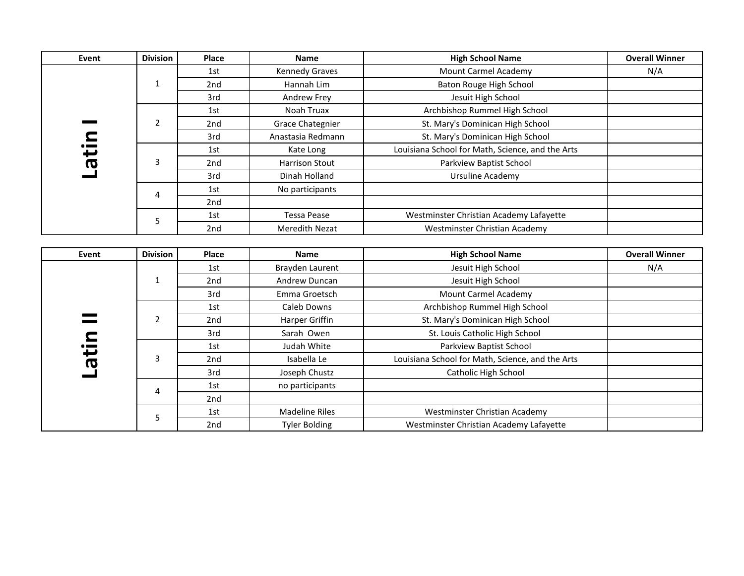| Event | Division | Place | Name | High School Name | Overall Winner |
|---|---|---|---|---|---|
| Latin I | 1 | 1st | Kennedy Graves | Mount Carmel Academy | N/A |
| | | 2nd | Hannah Lim | Baton Rouge High School | |
| | | 3rd | Andrew Frey | Jesuit High School | |
| | 2 | 1st | Noah Truax | Archbishop Rummel High School | |
| | | 2nd | Grace Chategnier | St. Mary's Dominican High School | |
| | | 3rd | Anastasia Redmann | St. Mary's Dominican High School | |
| | 3 | 1st | Kate Long | Louisiana School for Math, Science, and the Arts | |
| | | 2nd | Harrison Stout | Parkview Baptist School | |
| | | 3rd | Dinah Holland | Ursuline Academy | |
| | 4 | 1st | No participants | | |
| | | 2nd | | | |
| | 5 | 1st | Tessa Pease | Westminster Christian Academy Lafayette | |
| | | 2nd | Meredith Nezat | Westminster Christian Academy | |

| Event | Division | Place | Name | High School Name | Overall Winner |
|---|---|---|---|---|---|
| Latin II | 1 | 1st | Brayden Laurent | Jesuit High School | N/A |
| | | 2nd | Andrew Duncan | Jesuit High School | |
| | | 3rd | Emma Groetsch | Mount Carmel Academy | |
| | 2 | 1st | Caleb Downs | Archbishop Rummel High School | |
| | | 2nd | Harper Griffin | St. Mary's Dominican High School | |
| | | 3rd | Sarah Owen | St. Louis Catholic High School | |
| | 3 | 1st | Judah White | Parkview Baptist School | |
| | | 2nd | Isabella Le | Louisiana School for Math, Science, and the Arts | |
| | | 3rd | Joseph Chustz | Catholic High School | |
| | 4 | 1st | no participants | | |
| | | 2nd | | | |
| | 5 | 1st | Madeline Riles | Westminster Christian Academy | |
| | | 2nd | Tyler Bolding | Westminster Christian Academy Lafayette | |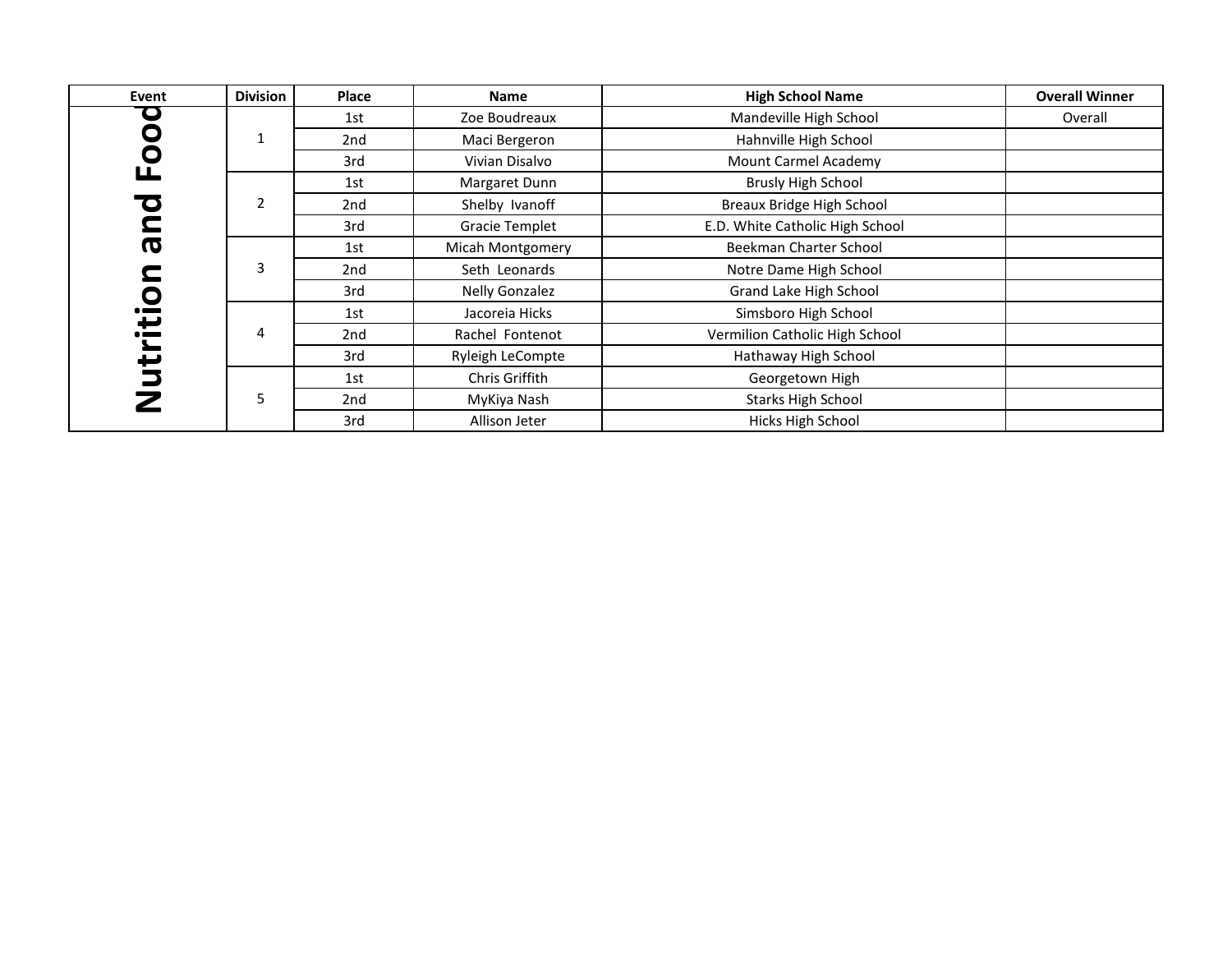| Event | Division | Place | Name | High School Name | Overall Winner |
|---|---|---|---|---|---|
| Nutrition and Food | 1 | 1st | Zoe Boudreaux | Mandeville High School | Overall |
| | | 2nd | Maci Bergeron | Hahnville High School | |
| | | 3rd | Vivian Disalvo | Mount Carmel Academy | |
| | 2 | 1st | Margaret Dunn | Brusly High School | |
| | | 2nd | Shelby Ivanoff | Breaux Bridge High School | |
| | | 3rd | Gracie Templet | E.D. White Catholic High School | |
| | 3 | 1st | Micah Montgomery | Beekman Charter School | |
| | | 2nd | Seth Leonards | Notre Dame High School | |
| | | 3rd | Nelly Gonzalez | Grand Lake High School | |
| | 4 | 1st | Jacoreia Hicks | Simsboro High School | |
| | | 2nd | Rachel Fontenot | Vermilion Catholic High School | |
| | | 3rd | Ryleigh LeCompte | Hathaway High School | |
| | 5 | 1st | Chris Griffith | Georgetown High | |
| | | 2nd | MyKiya Nash | Starks High School | |
| | | 3rd | Allison Jeter | Hicks High School | |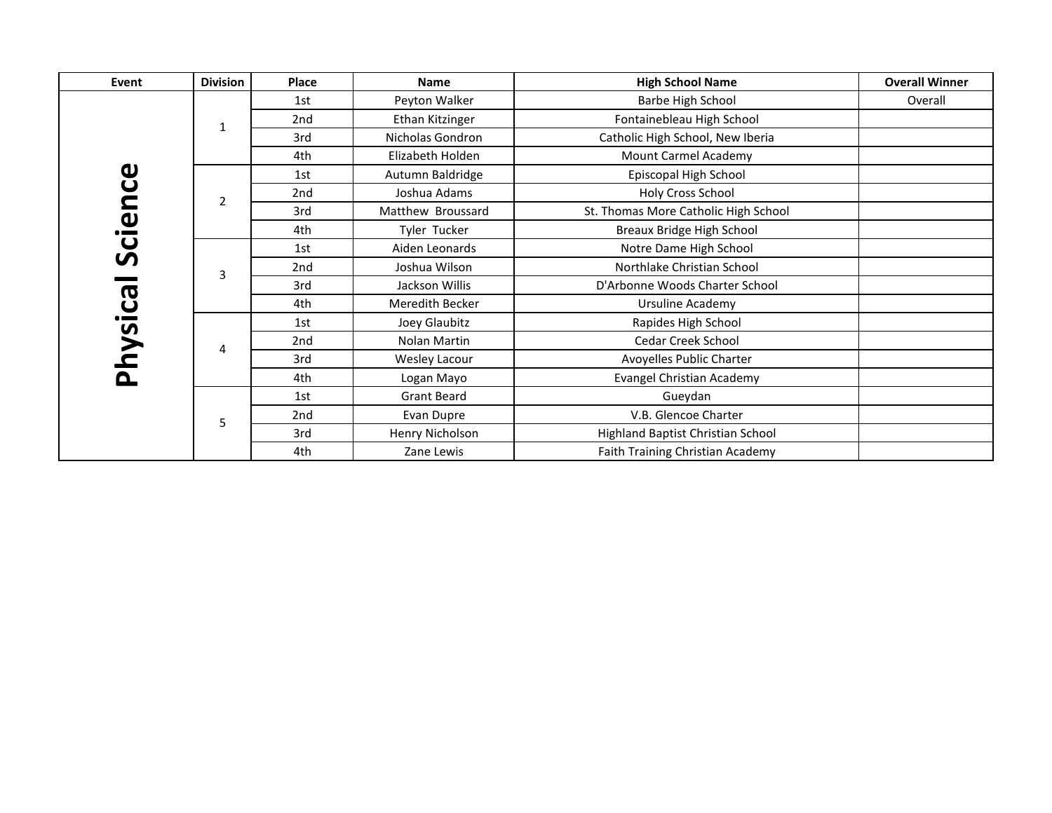| Event | Division | Place | Name | High School Name | Overall Winner |
| --- | --- | --- | --- | --- | --- |
| Physical Science | 1 | 1st | Peyton Walker | Barbe High School | Overall |
| | | 2nd | Ethan Kitzinger | Fontainebleau High School | |
| | | 3rd | Nicholas Gondron | Catholic High School, New Iberia | |
| | | 4th | Elizabeth Holden | Mount Carmel Academy | |
| | 2 | 1st | Autumn Baldridge | Episcopal High School | |
| | | 2nd | Joshua Adams | Holy Cross School | |
| | | 3rd | Matthew Broussard | St. Thomas More Catholic High School | |
| | | 4th | Tyler Tucker | Breaux Bridge High School | |
| | 3 | 1st | Aiden Leonards | Notre Dame High School | |
| | | 2nd | Joshua Wilson | Northlake Christian School | |
| | | 3rd | Jackson Willis | D'Arbonne Woods Charter School | |
| | | 4th | Meredith Becker | Ursuline Academy | |
| | 4 | 1st | Joey Glaubitz | Rapides High School | |
| | | 2nd | Nolan Martin | Cedar Creek School | |
| | | 3rd | Wesley Lacour | Avoyelles Public Charter | |
| | | 4th | Logan Mayo | Evangel Christian Academy | |
| | 5 | 1st | Grant Beard | Gueydan | |
| | | 2nd | Evan Dupre | V.B. Glencoe Charter | |
| | | 3rd | Henry Nicholson | Highland Baptist Christian School | |
| | | 4th | Zane Lewis | Faith Training Christian Academy | |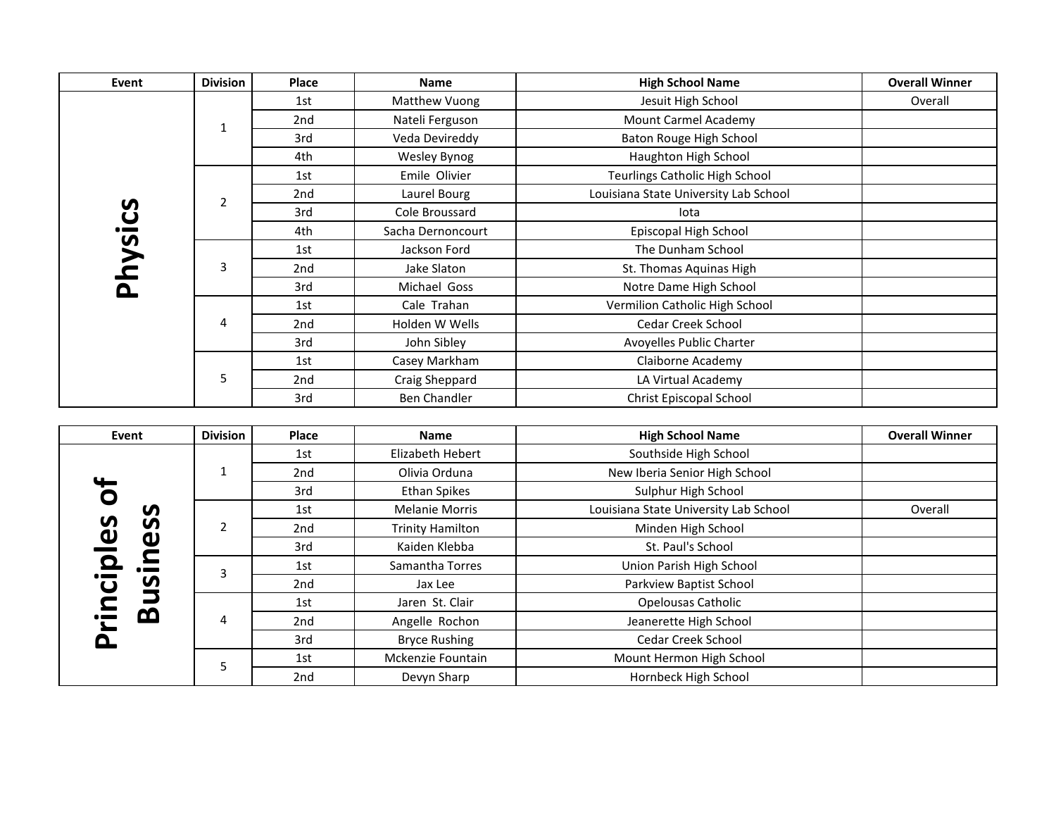| Event | Division | Place | Name | High School Name | Overall Winner |
|---|---|---|---|---|---|
| Physics | 1 | 1st | Matthew Vuong | Jesuit High School | Overall |
| | | 2nd | Nateli Ferguson | Mount Carmel Academy | |
| | | 3rd | Veda Devireddy | Baton Rouge High School | |
| | | 4th | Wesley Bynog | Haughton High School | |
| | 2 | 1st | Emile Olivier | Teurlings Catholic High School | |
| | | 2nd | Laurel Bourg | Louisiana State University Lab School | |
| | | 3rd | Cole Broussard | Iota | |
| | | 4th | Sacha Dernoncourt | Episcopal High School | |
| | 3 | 1st | Jackson Ford | The Dunham School | |
| | | 2nd | Jake Slaton | St. Thomas Aquinas High | |
| | | 3rd | Michael Goss | Notre Dame High School | |
| | 4 | 1st | Cale Trahan | Vermilion Catholic High School | |
| | | 2nd | Holden W Wells | Cedar Creek School | |
| | | 3rd | John Sibley | Avoyelles Public Charter | |
| | 5 | 1st | Casey Markham | Claiborne Academy | |
| | | 2nd | Craig Sheppard | LA Virtual Academy | |
| | | 3rd | Ben Chandler | Christ Episcopal School | |

| Event | Division | Place | Name | High School Name | Overall Winner |
|---|---|---|---|---|---|
| Principles of Business | 1 | 1st | Elizabeth Hebert | Southside High School | |
| | | 2nd | Olivia Orduna | New Iberia Senior High School | |
| | | 3rd | Ethan Spikes | Sulphur High School | |
| | 2 | 1st | Melanie Morris | Louisiana State University Lab School | Overall |
| | | 2nd | Trinity Hamilton | Minden High School | |
| | | 3rd | Kaiden Klebba | St. Paul's School | |
| | 3 | 1st | Samantha Torres | Union Parish High School | |
| | | 2nd | Jax Lee | Parkview Baptist School | |
| | 4 | 1st | Jaren St. Clair | Opelousas Catholic | |
| | | 2nd | Angelle Rochon | Jeanerette High School | |
| | | 3rd | Bryce Rushing | Cedar Creek School | |
| | 5 | 1st | Mckenzie Fountain | Mount Hermon High School | |
| | | 2nd | Devyn Sharp | Hornbeck High School | |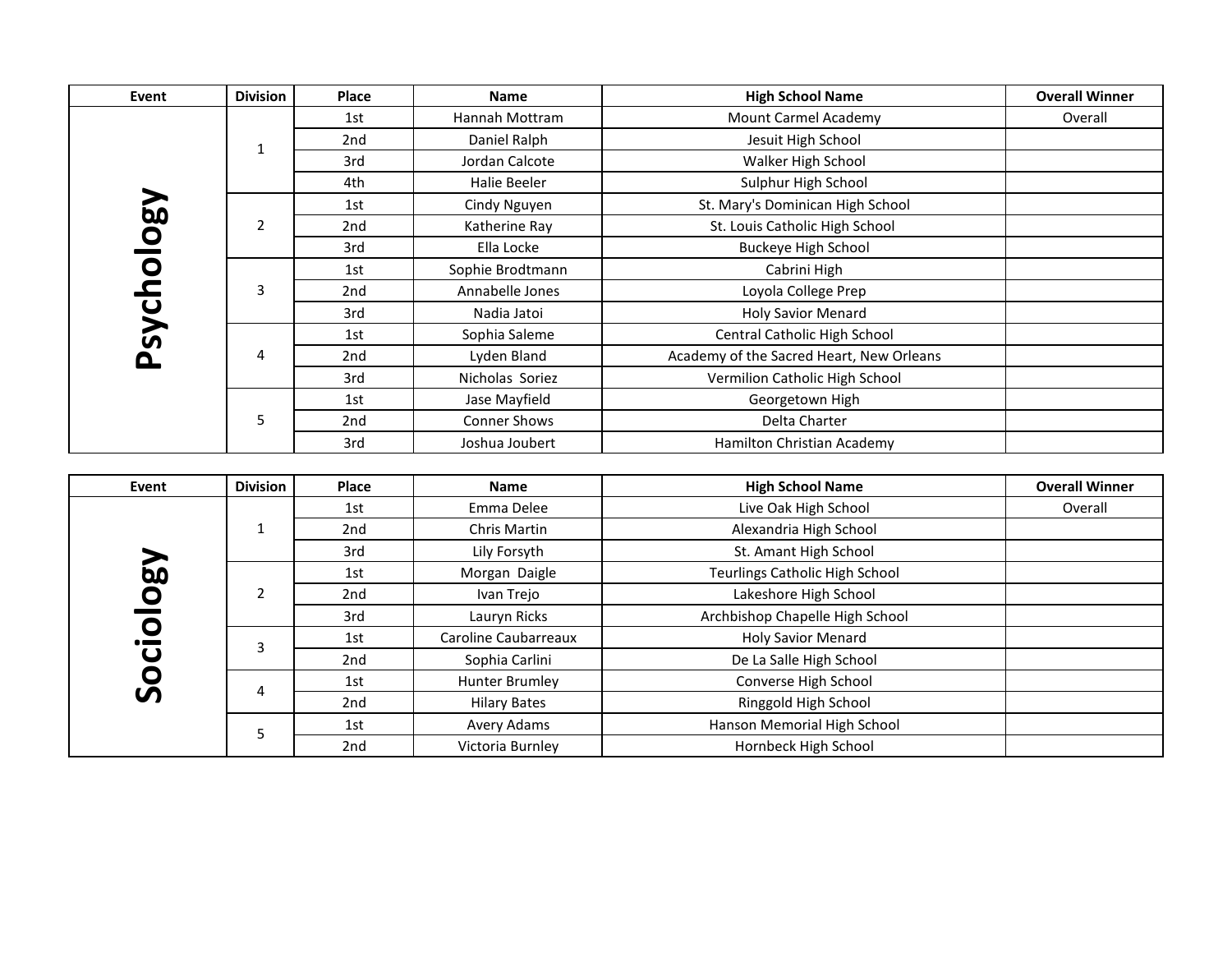| Event | Division | Place | Name | High School Name | Overall Winner |
| --- | --- | --- | --- | --- | --- |
| Psychology | 1 | 1st | Hannah Mottram | Mount Carmel Academy | Overall |
| | | 2nd | Daniel Ralph | Jesuit High School | |
| | | 3rd | Jordan Calcote | Walker High School | |
| | | 4th | Halie Beeler | Sulphur High School | |
| | 2 | 1st | Cindy Nguyen | St. Mary's Dominican High School | |
| | | 2nd | Katherine Ray | St. Louis Catholic High School | |
| | | 3rd | Ella Locke | Buckeye High School | |
| | 3 | 1st | Sophie Brodtmann | Cabrini High | |
| | | 2nd | Annabelle Jones | Loyola College Prep | |
| | | 3rd | Nadia Jatoi | Holy Savior Menard | |
| | 4 | 1st | Sophia Saleme | Central Catholic High School | |
| | | 2nd | Lyden Bland | Academy of the Sacred Heart, New Orleans | |
| | | 3rd | Nicholas Soriez | Vermilion Catholic High School | |
| | 5 | 1st | Jase Mayfield | Georgetown High | |
| | | 2nd | Conner Shows | Delta Charter | |
| | | 3rd | Joshua Joubert | Hamilton Christian Academy | |

| Event | Division | Place | Name | High School Name | Overall Winner |
| --- | --- | --- | --- | --- | --- |
| Sociology | 1 | 1st | Emma Delee | Live Oak High School | Overall |
| | | 2nd | Chris Martin | Alexandria High School | |
| | | 3rd | Lily Forsyth | St. Amant High School | |
| | 2 | 1st | Morgan Daigle | Teurlings Catholic High School | |
| | | 2nd | Ivan Trejo | Lakeshore High School | |
| | | 3rd | Lauryn Ricks | Archbishop Chapelle High School | |
| | 3 | 1st | Caroline Caubarreaux | Holy Savior Menard | |
| | | 2nd | Sophia Carlini | De La Salle High School | |
| | 4 | 1st | Hunter Brumley | Converse High School | |
| | | 2nd | Hilary Bates | Ringgold High School | |
| | 5 | 1st | Avery Adams | Hanson Memorial High School | |
| | | 2nd | Victoria Burnley | Hornbeck High School | |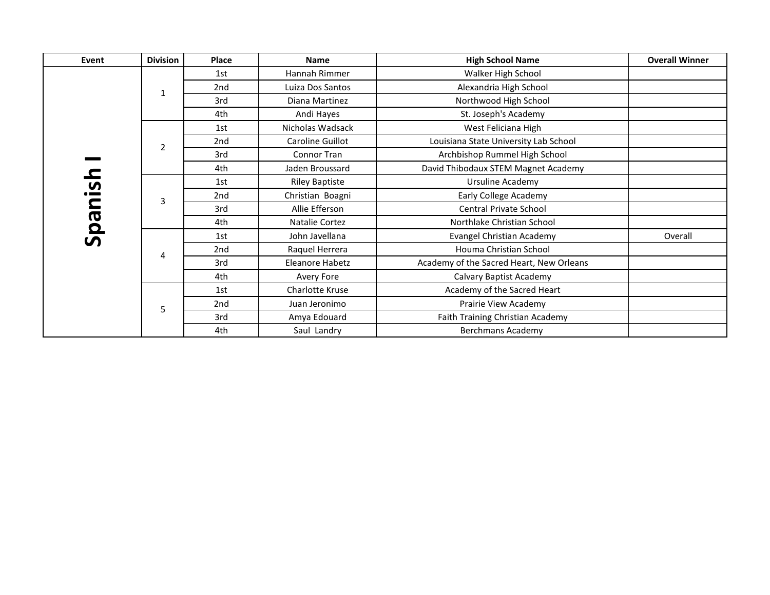| Event | Division | Place | Name | High School Name | Overall Winner |
|---|---|---|---|---|---|
| Spanish I | 1 | 1st | Hannah Rimmer | Walker High School | |
| | | 2nd | Luiza Dos Santos | Alexandria High School | |
| | | 3rd | Diana Martinez | Northwood High School | |
| | | 4th | Andi Hayes | St. Joseph's Academy | |
| | 2 | 1st | Nicholas Wadsack | West Feliciana High | |
| | | 2nd | Caroline Guillot | Louisiana State University Lab School | |
| | | 3rd | Connor Tran | Archbishop Rummel High School | |
| | | 4th | Jaden Broussard | David Thibodaux STEM Magnet Academy | |
| | 3 | 1st | Riley Baptiste | Ursuline Academy | |
| | | 2nd | Christian Boagni | Early College Academy | |
| | | 3rd | Allie Efferson | Central Private School | |
| | | 4th | Natalie Cortez | Northlake Christian School | |
| | 4 | 1st | John Javellana | Evangel Christian Academy | Overall |
| | | 2nd | Raquel Herrera | Houma Christian School | |
| | | 3rd | Eleanore Habetz | Academy of the Sacred Heart, New Orleans | |
| | | 4th | Avery Fore | Calvary Baptist Academy | |
| | 5 | 1st | Charlotte Kruse | Academy of the Sacred Heart | |
| | | 2nd | Juan Jeronimo | Prairie View Academy | |
| | | 3rd | Amya Edouard | Faith Training Christian Academy | |
| | | 4th | Saul Landry | Berchmans Academy | |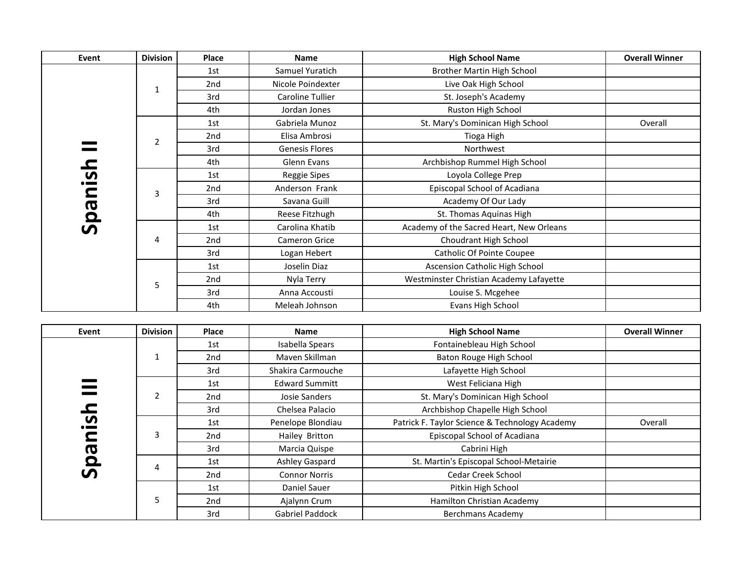| Event | Division | Place | Name | High School Name | Overall Winner |
|---|---|---|---|---|---|
| Spanish II | 1 | 1st | Samuel Yuratich | Brother Martin High School | |
| | | 2nd | Nicole Poindexter | Live Oak High School | |
| | | 3rd | Caroline Tullier | St. Joseph's Academy | |
| | | 4th | Jordan Jones | Ruston High School | |
| | 2 | 1st | Gabriela Munoz | St. Mary's Dominican High School | Overall |
| | | 2nd | Elisa Ambrosi | Tioga High | |
| | | 3rd | Genesis Flores | Northwest | |
| | | 4th | Glenn Evans | Archbishop Rummel High School | |
| | 3 | 1st | Reggie Sipes | Loyola College Prep | |
| | | 2nd | Anderson Frank | Episcopal School of Acadiana | |
| | | 3rd | Savana Guill | Academy Of Our Lady | |
| | | 4th | Reese Fitzhugh | St. Thomas Aquinas High | |
| | 4 | 1st | Carolina Khatib | Academy of the Sacred Heart, New Orleans | |
| | | 2nd | Cameron Grice | Choudrant High School | |
| | | 3rd | Logan Hebert | Catholic Of Pointe Coupee | |
| | 5 | 1st | Joselin Diaz | Ascension Catholic High School | |
| | | 2nd | Nyla Terry | Westminster Christian Academy Lafayette | |
| | | 3rd | Anna Accousti | Louise S. Mcgehee | |
| | | 4th | Meleah Johnson | Evans High School | |

| Event | Division | Place | Name | High School Name | Overall Winner |
|---|---|---|---|---|---|
| Spanish III | 1 | 1st | Isabella Spears | Fontainebleau High School | |
| | | 2nd | Maven Skillman | Baton Rouge High School | |
| | | 3rd | Shakira Carmouche | Lafayette High School | |
| | 2 | 1st | Edward Summitt | West Feliciana High | |
| | | 2nd | Josie Sanders | St. Mary's Dominican High School | |
| | | 3rd | Chelsea Palacio | Archbishop Chapelle High School | |
| | 3 | 1st | Penelope Blondiau | Patrick F. Taylor Science & Technology Academy | Overall |
| | | 2nd | Hailey Britton | Episcopal School of Acadiana | |
| | | 3rd | Marcia Quispe | Cabrini High | |
| | 4 | 1st | Ashley Gaspard | St. Martin's Episcopal School-Metairie | |
| | | 2nd | Connor Norris | Cedar Creek School | |
| | 5 | 1st | Daniel Sauer | Pitkin High School | |
| | | 2nd | Ajalynn Crum | Hamilton Christian Academy | |
| | | 3rd | Gabriel Paddock | Berchmans Academy | |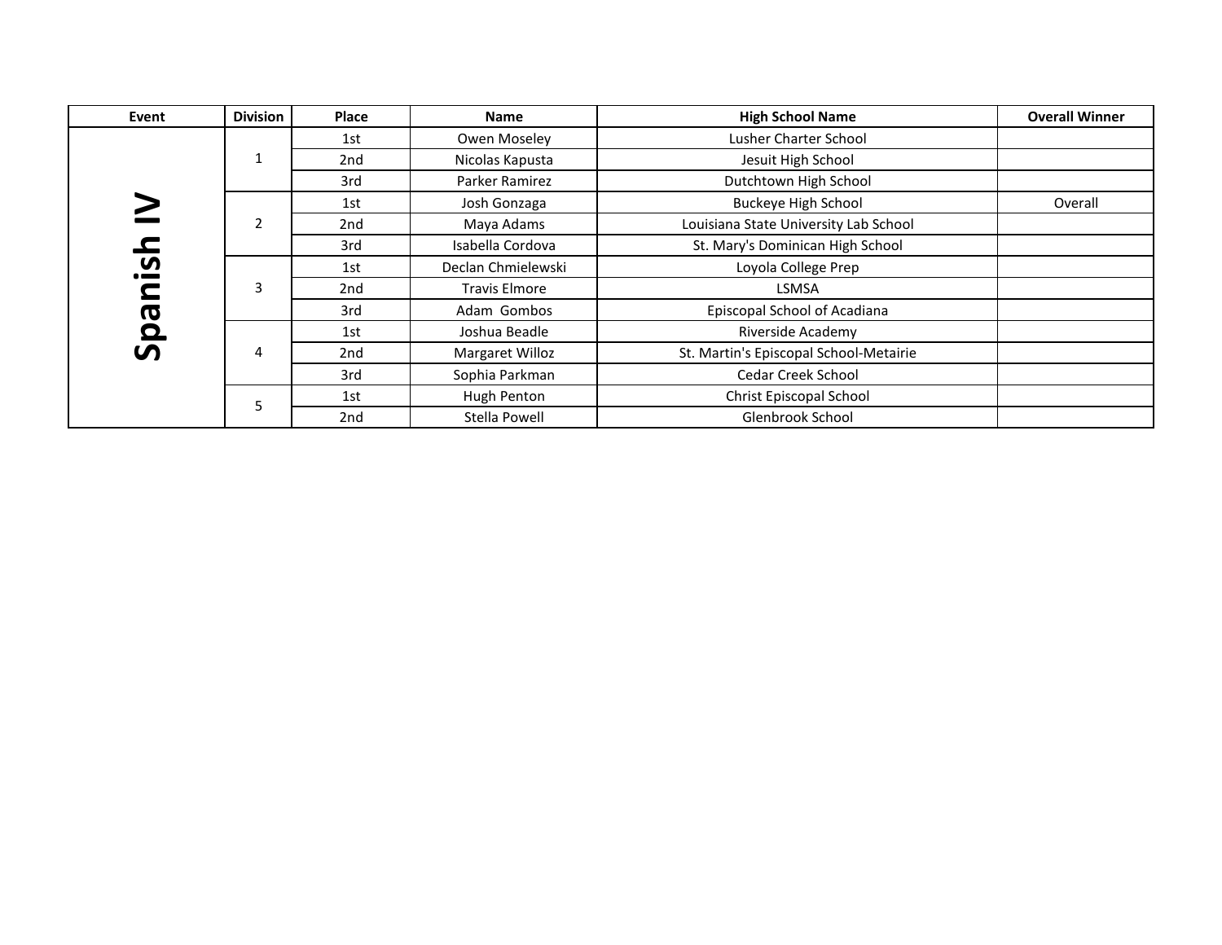| Event | Division | Place | Name | High School Name | Overall Winner |
|---|---|---|---|---|---|
| Spanish IV | 1 | 1st | Owen Moseley | Lusher Charter School | |
| | | 2nd | Nicolas Kapusta | Jesuit High School | |
| | | 3rd | Parker Ramirez | Dutchtown High School | |
| | 2 | 1st | Josh Gonzaga | Buckeye High School | Overall |
| | | 2nd | Maya Adams | Louisiana State University Lab School | |
| | | 3rd | Isabella Cordova | St. Mary's Dominican High School | |
| | 3 | 1st | Declan Chmielewski | Loyola College Prep | |
| | | 2nd | Travis Elmore | LSMSA | |
| | | 3rd | Adam Gombos | Episcopal School of Acadiana | |
| | 4 | 1st | Joshua Beadle | Riverside Academy | |
| | | 2nd | Margaret Willoz | St. Martin's Episcopal School-Metairie | |
| | | 3rd | Sophia Parkman | Cedar Creek School | |
| | 5 | 1st | Hugh Penton | Christ Episcopal School | |
| | | 2nd | Stella Powell | Glenbrook School | |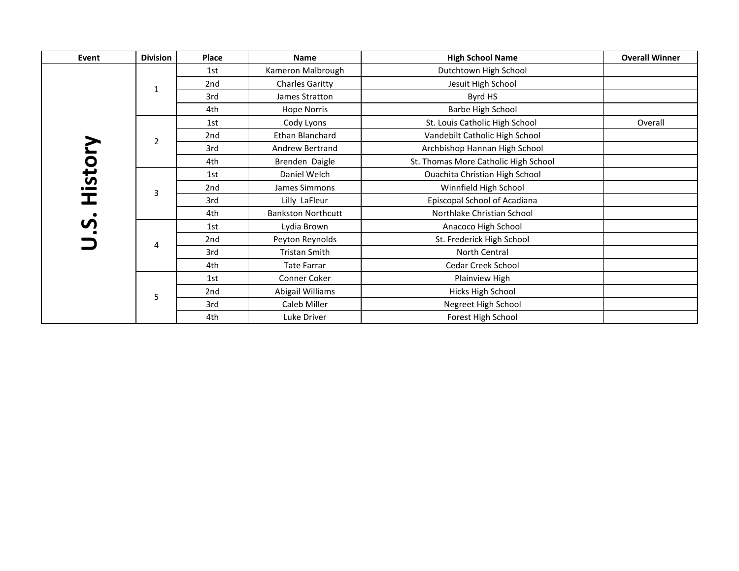| Event | Division | Place | Name | High School Name | Overall Winner |
|---|---|---|---|---|---|
| U.S. History | 1 | 1st | Kameron Malbrough | Dutchtown High School | |
| | | 2nd | Charles Garitty | Jesuit High School | |
| | | 3rd | James Stratton | Byrd HS | |
| | | 4th | Hope Norris | Barbe High School | |
| | 2 | 1st | Cody Lyons | St. Louis Catholic High School | Overall |
| | | 2nd | Ethan Blanchard | Vandebilt Catholic High School | |
| | | 3rd | Andrew Bertrand | Archbishop Hannan High School | |
| | | 4th | Brenden Daigle | St. Thomas More Catholic High School | |
| | 3 | 1st | Daniel Welch | Ouachita Christian High School | |
| | | 2nd | James Simmons | Winnfield High School | |
| | | 3rd | Lilly LaFleur | Episcopal School of Acadiana | |
| | | 4th | Bankston Northcutt | Northlake Christian School | |
| | 4 | 1st | Lydia Brown | Anacoco High School | |
| | | 2nd | Peyton Reynolds | St. Frederick High School | |
| | | 3rd | Tristan Smith | North Central | |
| | | 4th | Tate Farrar | Cedar Creek School | |
| | 5 | 1st | Conner Coker | Plainview High | |
| | | 2nd | Abigail Williams | Hicks High School | |
| | | 3rd | Caleb Miller | Negreet High School | |
| | | 4th | Luke Driver | Forest High School | |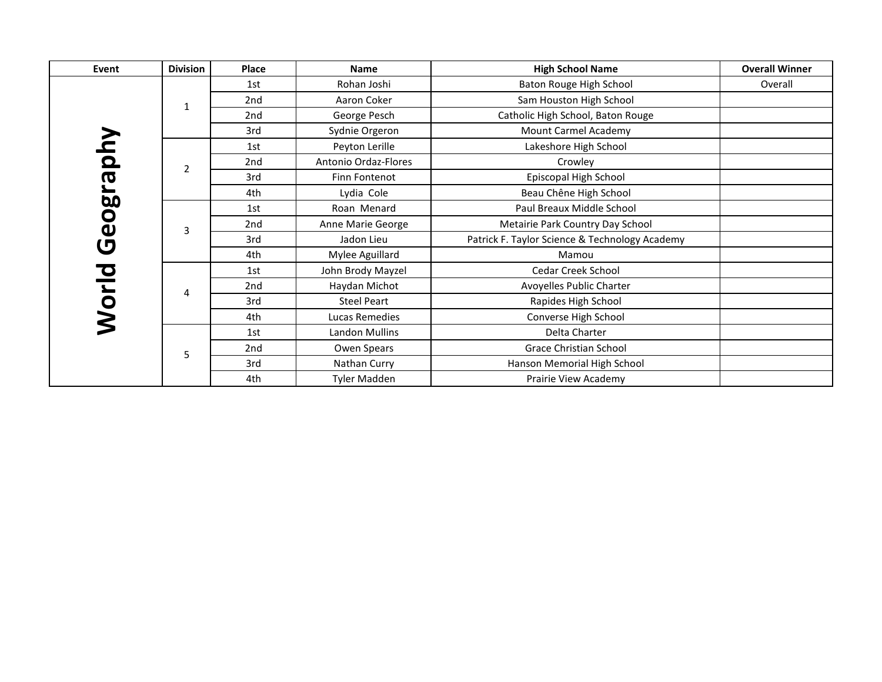| Event | Division | Place | Name | High School Name | Overall Winner |
| --- | --- | --- | --- | --- | --- |
| World Geography | 1 | 1st | Rohan Joshi | Baton Rouge High School | Overall |
| | | 2nd | Aaron Coker | Sam Houston High School | |
| | | 2nd | George Pesch | Catholic High School, Baton Rouge | |
| | | 3rd | Sydnie Orgeron | Mount Carmel Academy | |
| | 2 | 1st | Peyton Lerille | Lakeshore High School | |
| | | 2nd | Antonio Ordaz-Flores | Crowley | |
| | | 3rd | Finn Fontenot | Episcopal High School | |
| | | 4th | Lydia Cole | Beau Chêne High School | |
| | 3 | 1st | Roan Menard | Paul Breaux Middle School | |
| | | 2nd | Anne Marie George | Metairie Park Country Day School | |
| | | 3rd | Jadon Lieu | Patrick F. Taylor Science & Technology Academy | |
| | | 4th | Mylee Aguillard | Mamou | |
| | 4 | 1st | John Brody Mayzel | Cedar Creek School | |
| | | 2nd | Haydan Michot | Avoyelles Public Charter | |
| | | 3rd | Steel Peart | Rapides High School | |
| | | 4th | Lucas Remedies | Converse High School | |
| | 5 | 1st | Landon Mullins | Delta Charter | |
| | | 2nd | Owen Spears | Grace Christian School | |
| | | 3rd | Nathan Curry | Hanson Memorial High School | |
| | | 4th | Tyler Madden | Prairie View Academy | |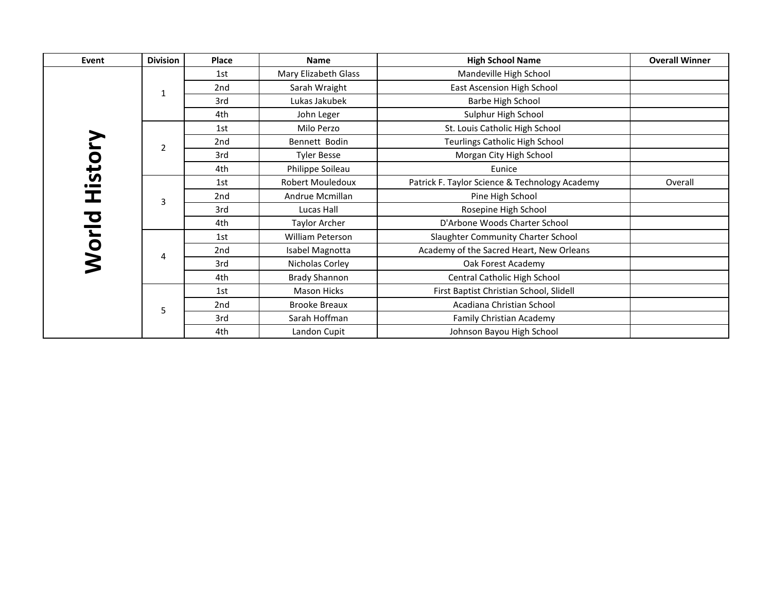| Event | Division | Place | Name | High School Name | Overall Winner |
| --- | --- | --- | --- | --- | --- |
| World History | 1 | 1st | Mary Elizabeth Glass | Mandeville High School | |
| | | 2nd | Sarah Wraight | East Ascension High School | |
| | | 3rd | Lukas Jakubek | Barbe High School | |
| | | 4th | John Leger | Sulphur High School | |
| | 2 | 1st | Milo Perzo | St. Louis Catholic High School | |
| | | 2nd | Bennett Bodin | Teurlings Catholic High School | |
| | | 3rd | Tyler Besse | Morgan City High School | |
| | | 4th | Philippe Soileau | Eunice | |
| | 3 | 1st | Robert Mouledoux | Patrick F. Taylor Science & Technology Academy | Overall |
| | | 2nd | Andrue Mcmillan | Pine High School | |
| | | 3rd | Lucas Hall | Rosepine High School | |
| | | 4th | Taylor Archer | D'Arbone Woods Charter School | |
| | 4 | 1st | William Peterson | Slaughter Community Charter School | |
| | | 2nd | Isabel Magnotta | Academy of the Sacred Heart, New Orleans | |
| | | 3rd | Nicholas Corley | Oak Forest Academy | |
| | | 4th | Brady Shannon | Central Catholic High School | |
| | 5 | 1st | Mason Hicks | First Baptist Christian School, Slidell | |
| | | 2nd | Brooke Breaux | Acadiana Christian School | |
| | | 3rd | Sarah Hoffman | Family Christian Academy | |
| | | 4th | Landon Cupit | Johnson Bayou High School | |